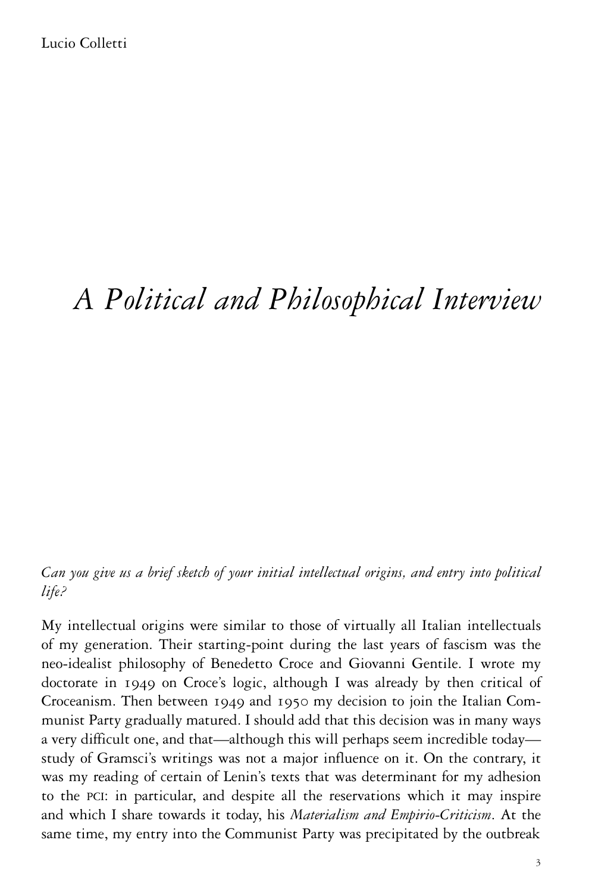Lucio Colletti

# *A Political and Philosophical Interview*

*Can you give us a brief sketch of your initial intellectual origins, and entry into political life?*

My intellectual origins were similar to those of virtually all Italian intellectuals of my generation. Their starting-point during the last years of fascism was the neo-idealist philosophy of Benedetto Croce and Giovanni Gentile. I wrote my doctorate in 1949 on Croce's logic, although I was already by then critical of Croceanism. Then between 1949 and 1950 my decision to join the Italian Communist Party gradually matured. I should add that this decision was in many ways a very difficult one, and that—although this will perhaps seem incredible today—study of Gramsci's writings was not a major influence on it. On the contrary, it was my reading of certain of Lenin's texts that was determinant for my adhesion to the PCI: in particular, and despite all the reservations which it may inspire and which I share towards it today, his *Materialism and Empirio-Criticism*. At the same time, my entry into the Communist Party was precipitated by the outbreak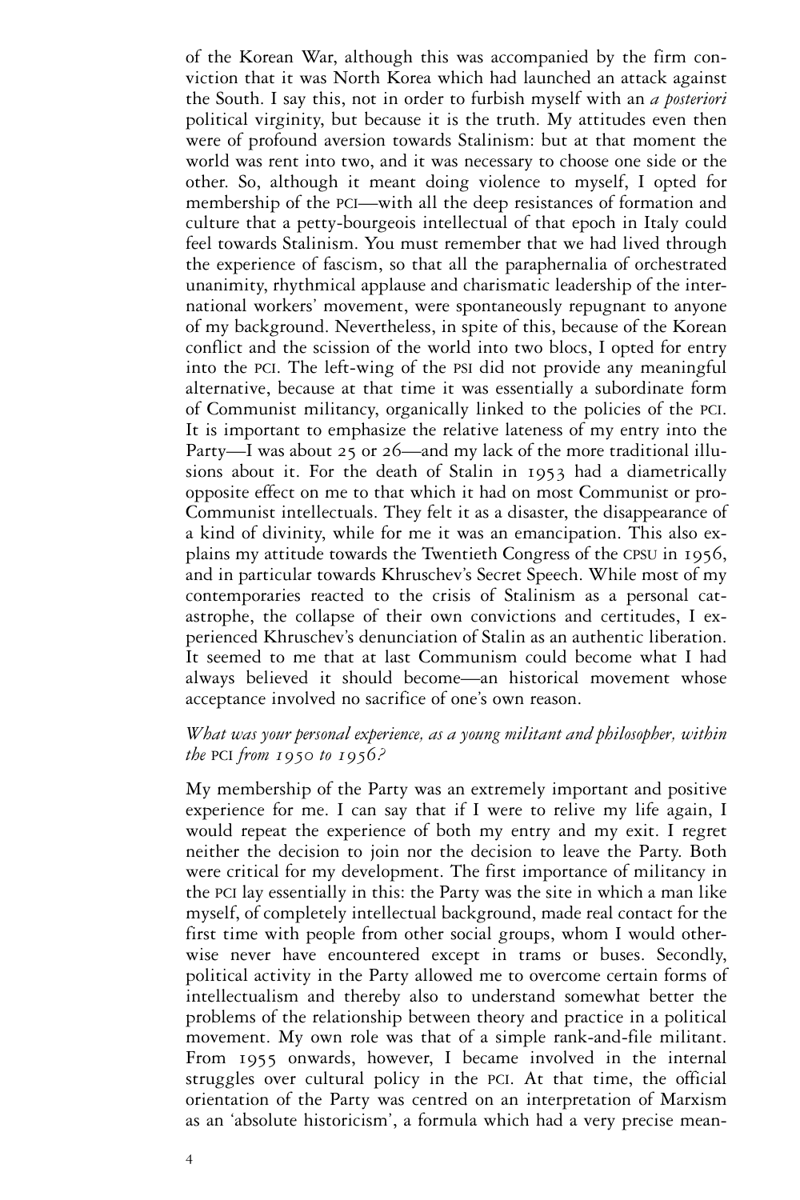of the Korean War, although this was accompanied by the firm conviction that it was North Korea which had launched an attack against the South. I say this, not in order to furbish myself with an *a posteriori* political virginity, but because it is the truth. My attitudes even then were of profound aversion towards Stalinism: but at that moment the world was rent into two, and it was necessary to choose one side or the other. So, although it meant doing violence to myself, I opted for membership of the PCI—with all the deep resistances of formation and culture that a petty-bourgeois intellectual of that epoch in Italy could feel towards Stalinism. You must remember that we had lived through the experience of fascism, so that all the paraphernalia of orchestrated unanimity, rhythmical applause and charismatic leadership of the international workers' movement, were spontaneously repugnant to anyone of my background. Nevertheless, in spite of this, because of the Korean conflict and the scission of the world into two blocs, I opted for entry into the PCI. The left-wing of the PSI did not provide any meaningful alternative, because at that time it was essentially a subordinate form of Communist militancy, organically linked to the policies of the PCI. It is important to emphasize the relative lateness of my entry into the Party—I was about 25 or 26—and my lack of the more traditional illusions about it. For the death of Stalin in 1953 had a diametrically opposite effect on me to that which it had on most Communist or pro-Communist intellectuals. They felt it as a disaster, the disappearance of a kind of divinity, while for me it was an emancipation. This also explains my attitude towards the Twentieth Congress of the CPSU in 1956, and in particular towards Khruschev's Secret Speech. While most of my contemporaries reacted to the crisis of Stalinism as a personal catastrophe, the collapse of their own convictions and certitudes, I experienced Khruschev's denunciation of Stalin as an authentic liberation. It seemed to me that at last Communism could become what I had always believed it should become—an historical movement whose acceptance involved no sacrifice of one's own reason.

*What was your personal experience, as a young militant and philosopher, within the* PCI *from 1950 to 1956?*

My membership of the Party was an extremely important and positive experience for me. I can say that if I were to relive my life again, I would repeat the experience of both my entry and my exit. I regret neither the decision to join nor the decision to leave the Party. Both were critical for my development. The first importance of militancy in the PCI lay essentially in this: the Party was the site in which a man like myself, of completely intellectual background, made real contact for the first time with people from other social groups, whom I would otherwise never have encountered except in trams or buses. Secondly, political activity in the Party allowed me to overcome certain forms of intellectualism and thereby also to understand somewhat better the problems of the relationship between theory and practice in a political movement. My own role was that of a simple rank-and-file militant. From 1955 onwards, however, I became involved in the internal struggles over cultural policy in the PCI. At that time, the official orientation of the Party was centred on an interpretation of Marxism as an 'absolute historicism', a formula which had a very precise mean-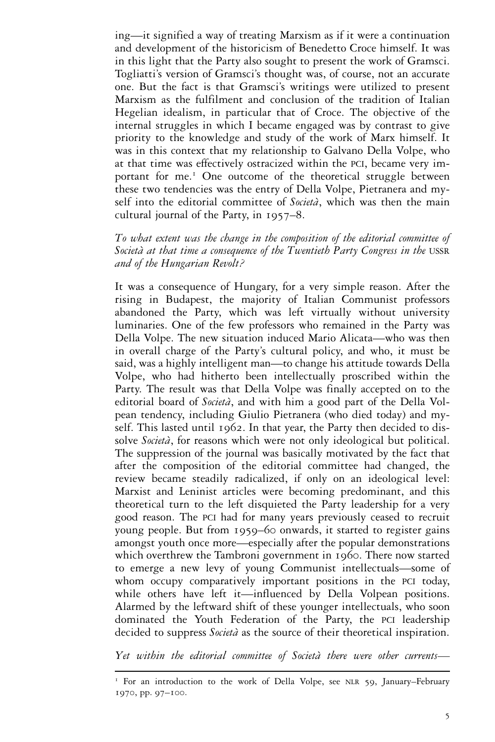ing—it signified a way of treating Marxism as if it were a continuation and development of the historicism of Benedetto Croce himself. It was in this light that the Party also sought to present the work of Gramsci. Togliatti's version of Gramsci's thought was, of course, not an accurate one. But the fact is that Gramsci's writings were utilized to present Marxism as the fulfilment and conclusion of the tradition of Italian Hegelian idealism, in particular that of Croce. The objective of the internal struggles in which I became engaged was by contrast to give priority to the knowledge and study of the work of Marx himself. It was in this context that my relationship to Galvano Della Volpe, who at that time was effectively ostracized within the PCI, became very important for me.[1] One outcome of the theoretical struggle between these two tendencies was the entry of Della Volpe, Pietranera and myself into the editorial committee of *Società*, which was then the main cultural journal of the Party, in 1957–8.

*To what extent was the change in the composition of the editorial committee of Società at that time a consequence of the Twentieth Party Congress in the USSR and of the Hungarian Revolt?*

It was a consequence of Hungary, for a very simple reason. After the rising in Budapest, the majority of Italian Communist professors abandoned the Party, which was left virtually without university luminaries. One of the few professors who remained in the Party was Della Volpe. The new situation induced Mario Alicata—who was then in overall charge of the Party's cultural policy, and who, it must be said, was a highly intelligent man—to change his attitude towards Della Volpe, who had hitherto been intellectually proscribed within the Party. The result was that Della Volpe was finally accepted on to the editorial board of *Società*, and with him a good part of the Della Volpean tendency, including Giulio Pietranera (who died today) and myself. This lasted until 1962. In that year, the Party then decided to dissolve *Società*, for reasons which were not only ideological but political. The suppression of the journal was basically motivated by the fact that after the composition of the editorial committee had changed, the review became steadily radicalized, if only on an ideological level: Marxist and Leninist articles were becoming predominant, and this theoretical turn to the left disquieted the Party leadership for a very good reason. The PCI had for many years previously ceased to recruit young people. But from 1959–60 onwards, it started to register gains amongst youth once more—especially after the popular demonstrations which overthrew the Tambroni government in 1960. There now started to emerge a new levy of young Communist intellectuals—some of whom occupy comparatively important positions in the PCI today, while others have left it—influenced by Della Volpean positions. Alarmed by the leftward shift of these younger intellectuals, who soon dominated the Youth Federation of the Party, the PCI leadership decided to suppress *Società* as the source of their theoretical inspiration.

*Yet within the editorial committee of Società there were other currents—*

[1] For an introduction to the work of Della Volpe, see NLR 59, January–February 1970, pp. 97–100.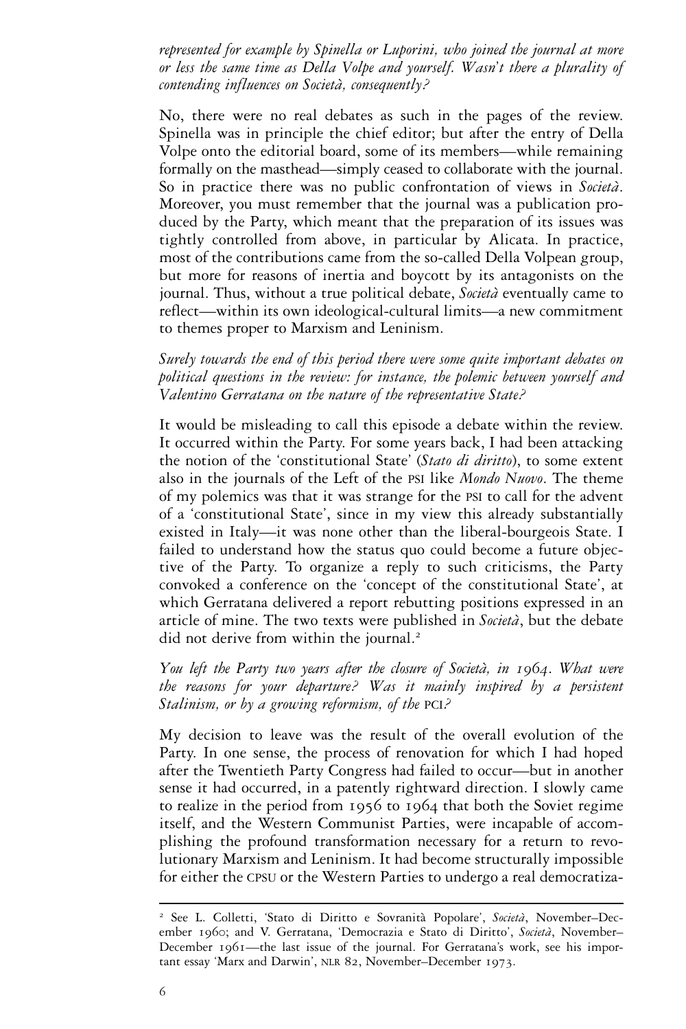*represented for example by Spinella or Luporini, who joined the journal at more or less the same time as Della Volpe and yourself. Wasn't there a plurality of contending influences on Società, consequently?*

No, there were no real debates as such in the pages of the review. Spinella was in principle the chief editor; but after the entry of Della Volpe onto the editorial board, some of its members—while remaining formally on the masthead—simply ceased to collaborate with the journal. So in practice there was no public confrontation of views in *Società*. Moreover, you must remember that the journal was a publication produced by the Party, which meant that the preparation of its issues was tightly controlled from above, in particular by Alicata. In practice, most of the contributions came from the so-called Della Volpean group, but more for reasons of inertia and boycott by its antagonists on the journal. Thus, without a true political debate, *Società* eventually came to reflect—within its own ideological-cultural limits—a new commitment to themes proper to Marxism and Leninism.

*Surely towards the end of this period there were some quite important debates on political questions in the review: for instance, the polemic between yourself and Valentino Gerratana on the nature of the representative State?*

It would be misleading to call this episode a debate within the review. It occurred within the Party. For some years back, I had been attacking the notion of the 'constitutional State' (*Stato di diritto*), to some extent also in the journals of the Left of the PSI like *Mondo Nuovo*. The theme of my polemics was that it was strange for the PSI to call for the advent of a 'constitutional State', since in my view this already substantially existed in Italy—it was none other than the liberal-bourgeois State. I failed to understand how the status quo could become a future objective of the Party. To organize a reply to such criticisms, the Party convoked a conference on the 'concept of the constitutional State', at which Gerratana delivered a report rebutting positions expressed in an article of mine. The two texts were published in *Società*, but the debate did not derive from within the journal.[2]

*You left the Party two years after the closure of Società, in 1964. What were the reasons for your departure? Was it mainly inspired by a persistent Stalinism, or by a growing reformism, of the PCI?*

My decision to leave was the result of the overall evolution of the Party. In one sense, the process of renovation for which I had hoped after the Twentieth Party Congress had failed to occur—but in another sense it had occurred, in a patently rightward direction. I slowly came to realize in the period from 1956 to 1964 that both the Soviet regime itself, and the Western Communist Parties, were incapable of accomplishing the profound transformation necessary for a return to revolutionary Marxism and Leninism. It had become structurally impossible for either the CPSU or the Western Parties to undergo a real democratiza-

---

[2] See L. Colletti, 'Stato di Diritto e Sovranità Popolare', *Società*, November–December 1960; and V. Gerratana, 'Democrazia e Stato di Diritto', *Società*, November–December 1961—the last issue of the journal. For Gerratana's work, see his important essay 'Marx and Darwin', NLR 82, November–December 1973.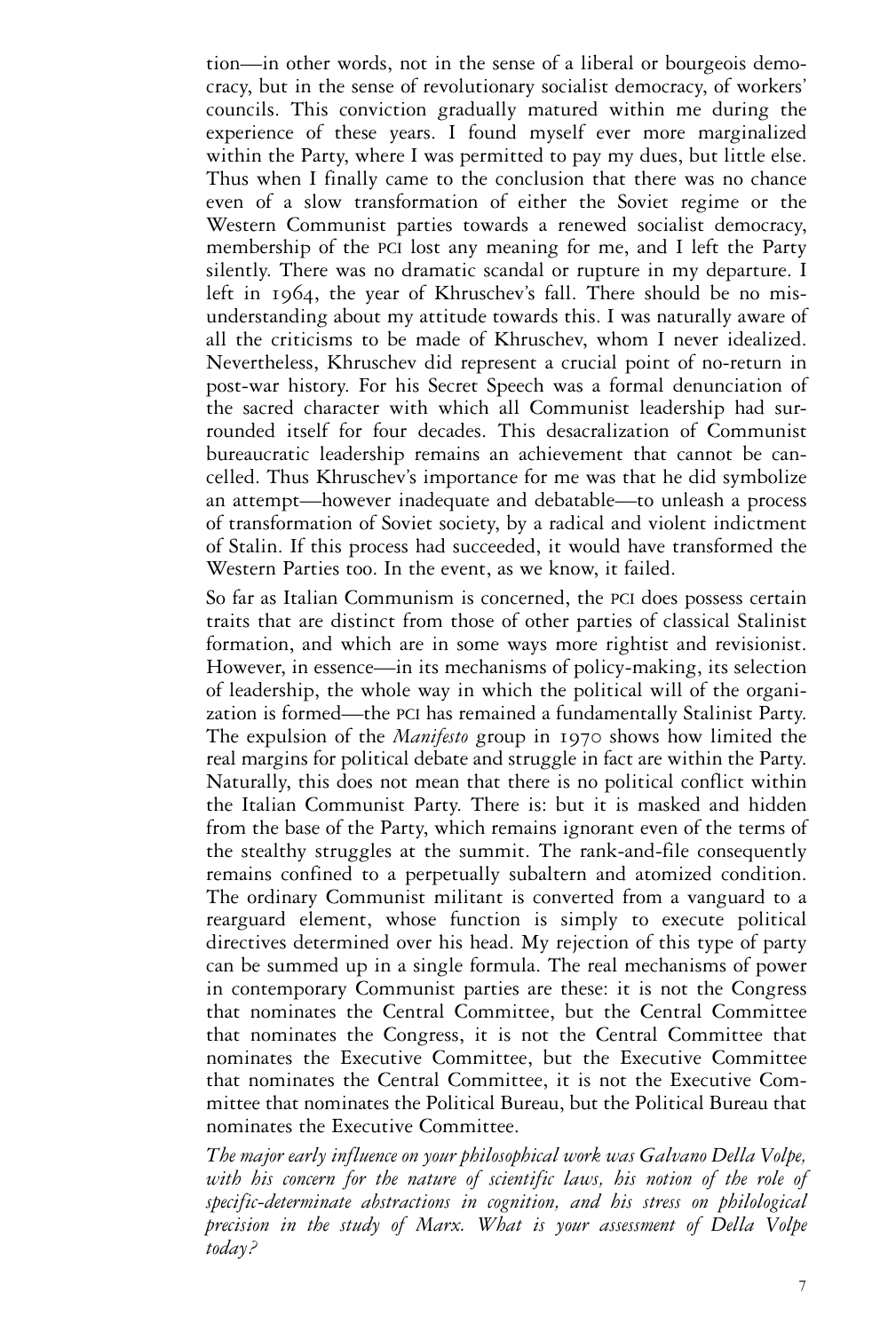tion—in other words, not in the sense of a liberal or bourgeois democracy, but in the sense of revolutionary socialist democracy, of workers' councils. This conviction gradually matured within me during the experience of these years. I found myself ever more marginalized within the Party, where I was permitted to pay my dues, but little else. Thus when I finally came to the conclusion that there was no chance even of a slow transformation of either the Soviet regime or the Western Communist parties towards a renewed socialist democracy, membership of the PCI lost any meaning for me, and I left the Party silently. There was no dramatic scandal or rupture in my departure. I left in 1964, the year of Khruschev's fall. There should be no misunderstanding about my attitude towards this. I was naturally aware of all the criticisms to be made of Khruschev, whom I never idealized. Nevertheless, Khruschev did represent a crucial point of no-return in post-war history. For his Secret Speech was a formal denunciation of the sacred character with which all Communist leadership had surrounded itself for four decades. This desacralization of Communist bureaucratic leadership remains an achievement that cannot be cancelled. Thus Khruschev's importance for me was that he did symbolize an attempt—however inadequate and debatable—to unleash a process of transformation of Soviet society, by a radical and violent indictment of Stalin. If this process had succeeded, it would have transformed the Western Parties too. In the event, as we know, it failed.

So far as Italian Communism is concerned, the PCI does possess certain traits that are distinct from those of other parties of classical Stalinist formation, and which are in some ways more rightist and revisionist. However, in essence—in its mechanisms of policy-making, its selection of leadership, the whole way in which the political will of the organization is formed—the PCI has remained a fundamentally Stalinist Party. The expulsion of the *Manifesto* group in 1970 shows how limited the real margins for political debate and struggle in fact are within the Party. Naturally, this does not mean that there is no political conflict within the Italian Communist Party. There is: but it is masked and hidden from the base of the Party, which remains ignorant even of the terms of the stealthy struggles at the summit. The rank-and-file consequently remains confined to a perpetually subaltern and atomized condition. The ordinary Communist militant is converted from a vanguard to a rearguard element, whose function is simply to execute political directives determined over his head. My rejection of this type of party can be summed up in a single formula. The real mechanisms of power in contemporary Communist parties are these: it is not the Congress that nominates the Central Committee, but the Central Committee that nominates the Congress, it is not the Central Committee that nominates the Executive Committee, but the Executive Committee that nominates the Central Committee, it is not the Executive Committee that nominates the Political Bureau, but the Political Bureau that nominates the Executive Committee.

*The major early influence on your philosophical work was Galvano Della Volpe, with his concern for the nature of scientific laws, his notion of the role of specific-determinate abstractions in cognition, and his stress on philological precision in the study of Marx. What is your assessment of Della Volpe today?*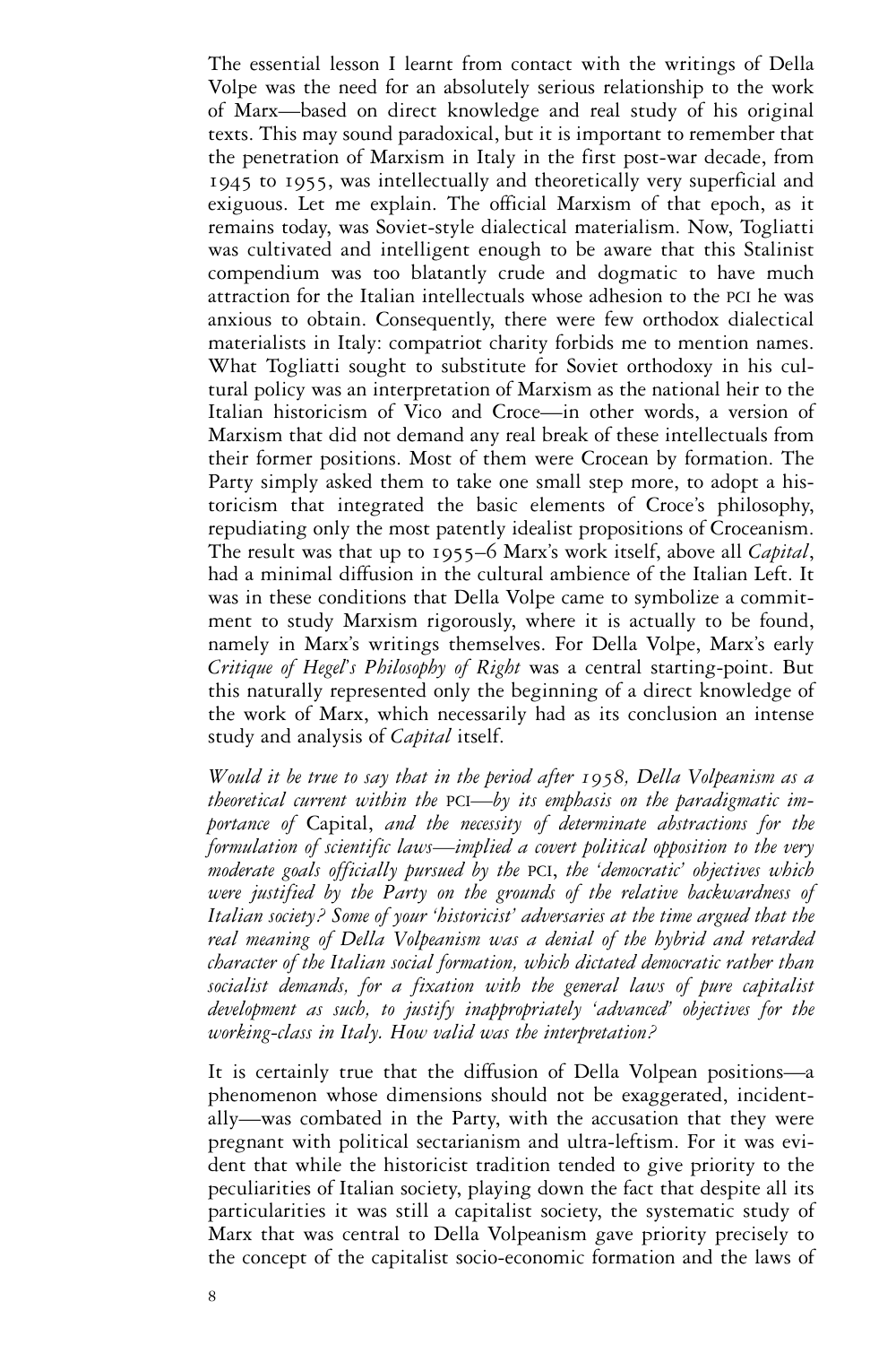The essential lesson I learnt from contact with the writings of Della Volpe was the need for an absolutely serious relationship to the work of Marx—based on direct knowledge and real study of his original texts. This may sound paradoxical, but it is important to remember that the penetration of Marxism in Italy in the first post-war decade, from 1945 to 1955, was intellectually and theoretically very superficial and exiguous. Let me explain. The official Marxism of that epoch, as it remains today, was Soviet-style dialectical materialism. Now, Togliatti was cultivated and intelligent enough to be aware that this Stalinist compendium was too blatantly crude and dogmatic to have much attraction for the Italian intellectuals whose adhesion to the PCI he was anxious to obtain. Consequently, there were few orthodox dialectical materialists in Italy: compatriot charity forbids me to mention names. What Togliatti sought to substitute for Soviet orthodoxy in his cultural policy was an interpretation of Marxism as the national heir to the Italian historicism of Vico and Croce—in other words, a version of Marxism that did not demand any real break of these intellectuals from their former positions. Most of them were Crocean by formation. The Party simply asked them to take one small step more, to adopt a historicism that integrated the basic elements of Croce's philosophy, repudiating only the most patently idealist propositions of Croceanism. The result was that up to 1955–6 Marx's work itself, above all *Capital*, had a minimal diffusion in the cultural ambience of the Italian Left. It was in these conditions that Della Volpe came to symbolize a commitment to study Marxism rigorously, where it is actually to be found, namely in Marx's writings themselves. For Della Volpe, Marx's early *Critique of Hegel's Philosophy of Right* was a central starting-point. But this naturally represented only the beginning of a direct knowledge of the work of Marx, which necessarily had as its conclusion an intense study and analysis of *Capital* itself.

*Would it be true to say that in the period after 1958, Della Volpeanism as a theoretical current within the PCI—by its emphasis on the paradigmatic importance of* Capital, *and the necessity of determinate abstractions for the formulation of scientific laws—implied a covert political opposition to the very moderate goals officially pursued by the PCI, the 'democratic' objectives which were justified by the Party on the grounds of the relative backwardness of Italian society? Some of your 'historicist' adversaries at the time argued that the real meaning of Della Volpeanism was a denial of the hybrid and retarded character of the Italian social formation, which dictated democratic rather than socialist demands, for a fixation with the general laws of pure capitalist development as such, to justify inappropriately 'advanced' objectives for the working-class in Italy. How valid was the interpretation?*

It is certainly true that the diffusion of Della Volpean positions—a phenomenon whose dimensions should not be exaggerated, incidentally—was combated in the Party, with the accusation that they were pregnant with political sectarianism and ultra-leftism. For it was evident that while the historicist tradition tended to give priority to the peculiarities of Italian society, playing down the fact that despite all its particularities it was still a capitalist society, the systematic study of Marx that was central to Della Volpeanism gave priority precisely to the concept of the capitalist socio-economic formation and the laws of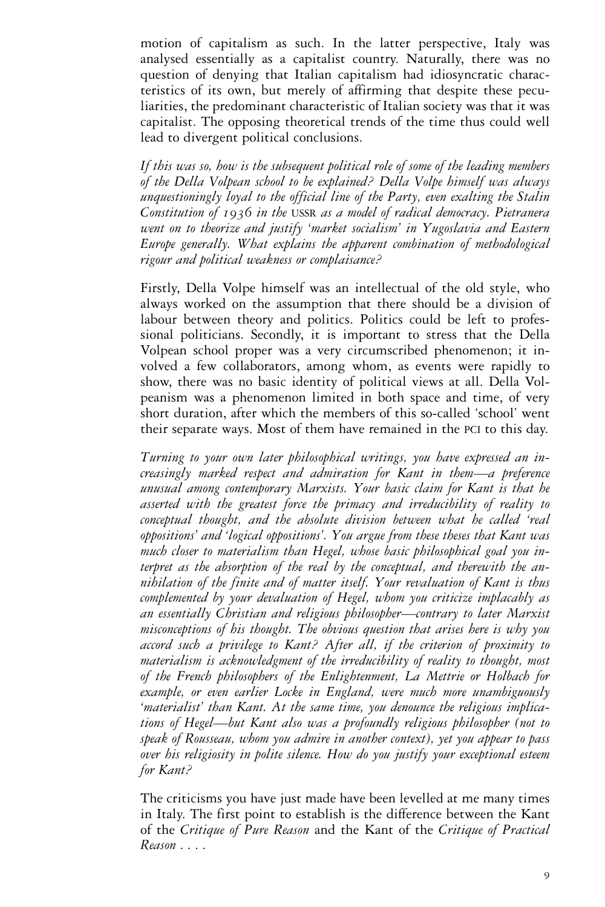motion of capitalism as such. In the latter perspective, Italy was analysed essentially as a capitalist country. Naturally, there was no question of denying that Italian capitalism had idiosyncratic characteristics of its own, but merely of affirming that despite these peculiarities, the predominant characteristic of Italian society was that it was capitalist. The opposing theoretical trends of the time thus could well lead to divergent political conclusions.

*If this was so, how is the subsequent political role of some of the leading members of the Della Volpean school to be explained? Della Volpe himself was always unquestioningly loyal to the official line of the Party, even exalting the Stalin Constitution of 1936 in the* USSR *as a model of radical democracy. Pietranera went on to theorize and justify 'market socialism' in Yugoslavia and Eastern Europe generally. What explains the apparent combination of methodological rigour and political weakness or complaisance?*

Firstly, Della Volpe himself was an intellectual of the old style, who always worked on the assumption that there should be a division of labour between theory and politics. Politics could be left to professional politicians. Secondly, it is important to stress that the Della Volpean school proper was a very circumscribed phenomenon; it involved a few collaborators, among whom, as events were rapidly to show, there was no basic identity of political views at all. Della Volpeanism was a phenomenon limited in both space and time, of very short duration, after which the members of this so-called 'school' went their separate ways. Most of them have remained in the PCI to this day.

*Turning to your own later philosophical writings, you have expressed an increasingly marked respect and admiration for Kant in them—a preference unusual among contemporary Marxists. Your basic claim for Kant is that he asserted with the greatest force the primacy and irreducibility of reality to conceptual thought, and the absolute division between what he called 'real oppositions' and 'logical oppositions'. You argue from these theses that Kant was much closer to materialism than Hegel, whose basic philosophical goal you interpret as the absorption of the real by the conceptual, and therewith the annihilation of the finite and of matter itself. Your revaluation of Kant is thus complemented by your devaluation of Hegel, whom you criticize implacably as an essentially Christian and religious philosopher—contrary to later Marxist misconceptions of his thought. The obvious question that arises here is why you accord such a privilege to Kant? After all, if the criterion of proximity to materialism is acknowledgment of the irreducibility of reality to thought, most of the French philosophers of the Enlightenment, La Mettrie or Holbach for example, or even earlier Locke in England, were much more unambiguously 'materialist' than Kant. At the same time, you denounce the religious implications of Hegel—but Kant also was a profoundly religious philosopher (not to speak of Rousseau, whom you admire in another context), yet you appear to pass over his religiosity in polite silence. How do you justify your exceptional esteem for Kant?*

The criticisms you have just made have been levelled at me many times in Italy. The first point to establish is the difference between the Kant of the *Critique of Pure Reason* and the Kant of the *Critique of Practical Reason* . . . .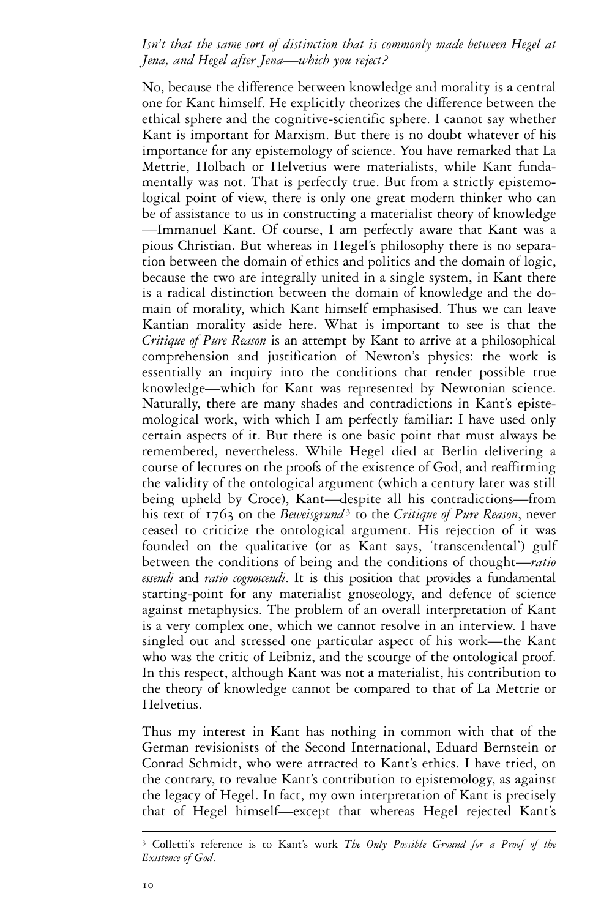*Isn't that the same sort of distinction that is commonly made between Hegel at Jena, and Hegel after Jena—which you reject?*

No, because the difference between knowledge and morality is a central one for Kant himself. He explicitly theorizes the difference between the ethical sphere and the cognitive-scientific sphere. I cannot say whether Kant is important for Marxism. But there is no doubt whatever of his importance for any epistemology of science. You have remarked that La Mettrie, Holbach or Helvetius were materialists, while Kant fundamentally was not. That is perfectly true. But from a strictly epistemological point of view, there is only one great modern thinker who can be of assistance to us in constructing a materialist theory of knowledge—Immanuel Kant. Of course, I am perfectly aware that Kant was a pious Christian. But whereas in Hegel's philosophy there is no separation between the domain of ethics and politics and the domain of logic, because the two are integrally united in a single system, in Kant there is a radical distinction between the domain of knowledge and the domain of morality, which Kant himself emphasised. Thus we can leave Kantian morality aside here. What is important to see is that the *Critique of Pure Reason* is an attempt by Kant to arrive at a philosophical comprehension and justification of Newton's physics: the work is essentially an inquiry into the conditions that render possible true knowledge—which for Kant was represented by Newtonian science. Naturally, there are many shades and contradictions in Kant's epistemological work, with which I am perfectly familiar: I have used only certain aspects of it. But there is one basic point that must always be remembered, nevertheless. While Hegel died at Berlin delivering a course of lectures on the proofs of the existence of God, and reaffirming the validity of the ontological argument (which a century later was still being upheld by Croce), Kant—despite all his contradictions—from his text of 1763 on the *Beweisgrund*[3] to the *Critique of Pure Reason*, never ceased to criticize the ontological argument. His rejection of it was founded on the qualitative (or as Kant says, 'transcendental') gulf between the conditions of being and the conditions of thought—*ratio essendi* and *ratio cognoscendi*. It is this position that provides a fundamental starting-point for any materialist gnoseology, and defence of science against metaphysics. The problem of an overall interpretation of Kant is a very complex one, which we cannot resolve in an interview. I have singled out and stressed one particular aspect of his work—the Kant who was the critic of Leibniz, and the scourge of the ontological proof. In this respect, although Kant was not a materialist, his contribution to the theory of knowledge cannot be compared to that of La Mettrie or Helvetius.

Thus my interest in Kant has nothing in common with that of the German revisionists of the Second International, Eduard Bernstein or Conrad Schmidt, who were attracted to Kant's ethics. I have tried, on the contrary, to revalue Kant's contribution to epistemology, as against the legacy of Hegel. In fact, my own interpretation of Kant is precisely that of Hegel himself—except that whereas Hegel rejected Kant's

[3] Colletti's reference is to Kant's work *The Only Possible Ground for a Proof of the Existence of God*.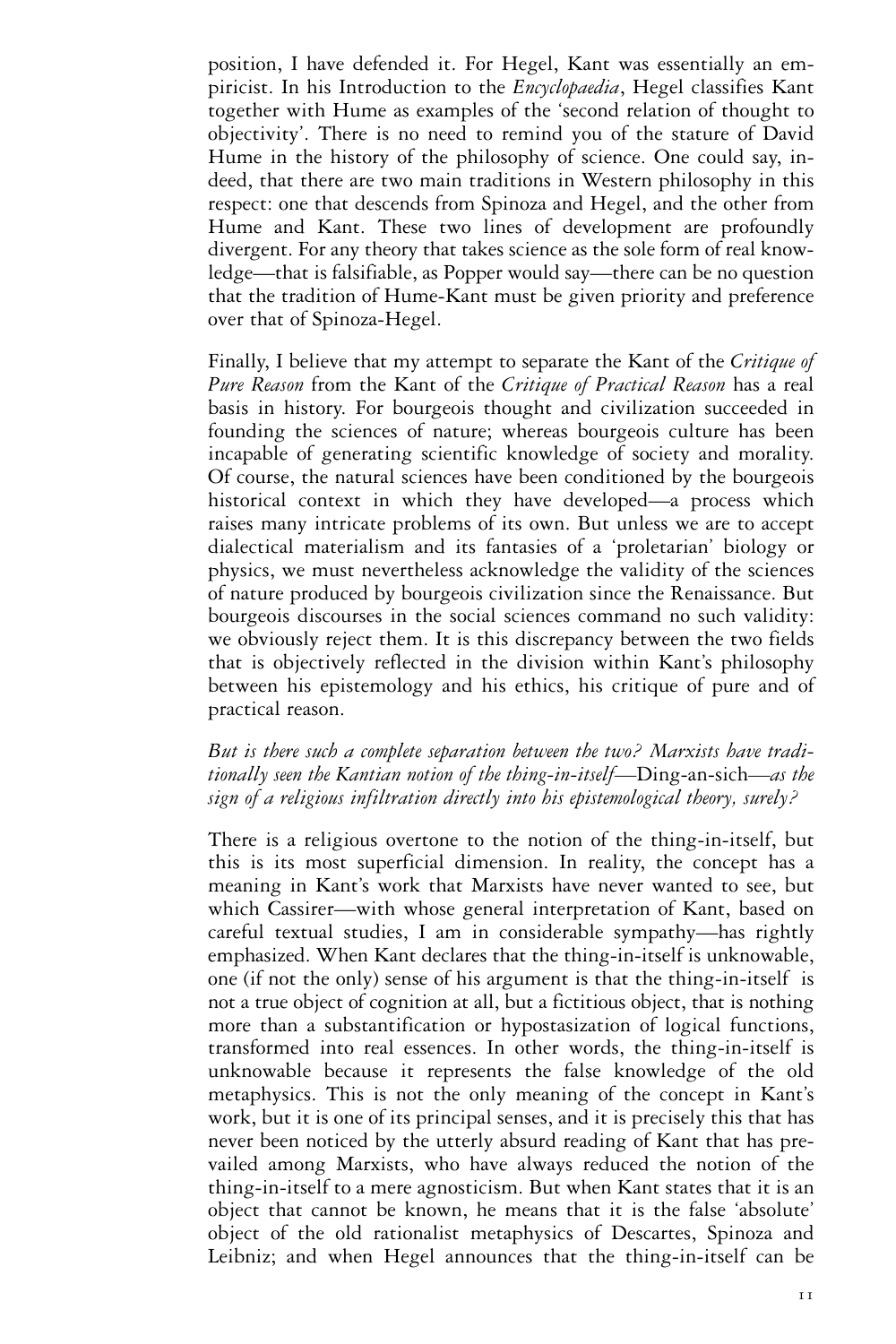position, I have defended it. For Hegel, Kant was essentially an empiricist. In his Introduction to the *Encyclopaedia*, Hegel classifies Kant together with Hume as examples of the 'second relation of thought to objectivity'. There is no need to remind you of the stature of David Hume in the history of the philosophy of science. One could say, indeed, that there are two main traditions in Western philosophy in this respect: one that descends from Spinoza and Hegel, and the other from Hume and Kant. These two lines of development are profoundly divergent. For any theory that takes science as the sole form of real knowledge—that is falsifiable, as Popper would say—there can be no question that the tradition of Hume-Kant must be given priority and preference over that of Spinoza-Hegel.

Finally, I believe that my attempt to separate the Kant of the *Critique of Pure Reason* from the Kant of the *Critique of Practical Reason* has a real basis in history. For bourgeois thought and civilization succeeded in founding the sciences of nature; whereas bourgeois culture has been incapable of generating scientific knowledge of society and morality. Of course, the natural sciences have been conditioned by the bourgeois historical context in which they have developed—a process which raises many intricate problems of its own. But unless we are to accept dialectical materialism and its fantasies of a 'proletarian' biology or physics, we must nevertheless acknowledge the validity of the sciences of nature produced by bourgeois civilization since the Renaissance. But bourgeois discourses in the social sciences command no such validity: we obviously reject them. It is this discrepancy between the two fields that is objectively reflected in the division within Kant's philosophy between his epistemology and his ethics, his critique of pure and of practical reason.

*But is there such a complete separation between the two? Marxists have traditionally seen the Kantian notion of the thing-in-itself—*Ding-an-sich*—as the sign of a religious infiltration directly into his epistemological theory, surely?*

There is a religious overtone to the notion of the thing-in-itself, but this is its most superficial dimension. In reality, the concept has a meaning in Kant's work that Marxists have never wanted to see, but which Cassirer—with whose general interpretation of Kant, based on careful textual studies, I am in considerable sympathy—has rightly emphasized. When Kant declares that the thing-in-itself is unknowable, one (if not the only) sense of his argument is that the thing-in-itself is not a true object of cognition at all, but a fictitious object, that is nothing more than a substantification or hypostasization of logical functions, transformed into real essences. In other words, the thing-in-itself is unknowable because it represents the false knowledge of the old metaphysics. This is not the only meaning of the concept in Kant's work, but it is one of its principal senses, and it is precisely this that has never been noticed by the utterly absurd reading of Kant that has prevailed among Marxists, who have always reduced the notion of the thing-in-itself to a mere agnosticism. But when Kant states that it is an object that cannot be known, he means that it is the false 'absolute' object of the old rationalist metaphysics of Descartes, Spinoza and Leibniz; and when Hegel announces that the thing-in-itself can be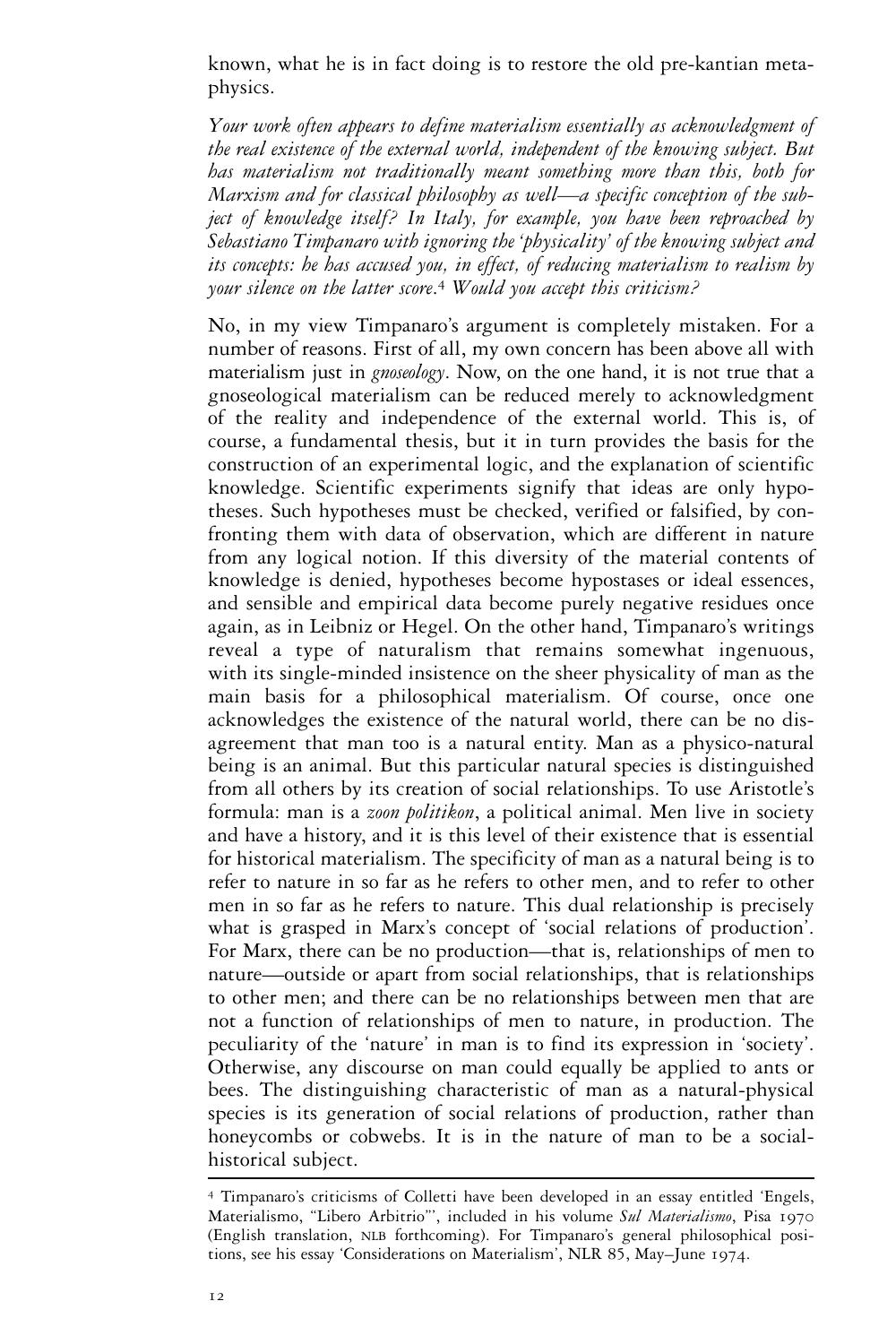known, what he is in fact doing is to restore the old pre-kantian metaphysics.

*Your work often appears to define materialism essentially as acknowledgment of the real existence of the external world, independent of the knowing subject. But has materialism not traditionally meant something more than this, both for Marxism and for classical philosophy as well—a specific conception of the subject of knowledge itself? In Italy, for example, you have been reproached by Sebastiano Timpanaro with ignoring the 'physicality' of the knowing subject and its concepts: he has accused you, in effect, of reducing materialism to realism by your silence on the latter score.*[4] *Would you accept this criticism?*

No, in my view Timpanaro's argument is completely mistaken. For a number of reasons. First of all, my own concern has been above all with materialism just in *gnoseology*. Now, on the one hand, it is not true that a gnoseological materialism can be reduced merely to acknowledgment of the reality and independence of the external world. This is, of course, a fundamental thesis, but it in turn provides the basis for the construction of an experimental logic, and the explanation of scientific knowledge. Scientific experiments signify that ideas are only hypotheses. Such hypotheses must be checked, verified or falsified, by confronting them with data of observation, which are different in nature from any logical notion. If this diversity of the material contents of knowledge is denied, hypotheses become hypostases or ideal essences, and sensible and empirical data become purely negative residues once again, as in Leibniz or Hegel. On the other hand, Timpanaro's writings reveal a type of naturalism that remains somewhat ingenuous, with its single-minded insistence on the sheer physicality of man as the main basis for a philosophical materialism. Of course, once one acknowledges the existence of the natural world, there can be no disagreement that man too is a natural entity. Man as a physico-natural being is an animal. But this particular natural species is distinguished from all others by its creation of social relationships. To use Aristotle's formula: man is a *zoon politikon*, a political animal. Men live in society and have a history, and it is this level of their existence that is essential for historical materialism. The specificity of man as a natural being is to refer to nature in so far as he refers to other men, and to refer to other men in so far as he refers to nature. This dual relationship is precisely what is grasped in Marx's concept of 'social relations of production'. For Marx, there can be no production—that is, relationships of men to nature—outside or apart from social relationships, that is relationships to other men; and there can be no relationships between men that are not a function of relationships of men to nature, in production. The peculiarity of the 'nature' in man is to find its expression in 'society'. Otherwise, any discourse on man could equally be applied to ants or bees. The distinguishing characteristic of man as a natural-physical species is its generation of social relations of production, rather than honeycombs or cobwebs. It is in the nature of man to be a social-historical subject.

[4] Timpanaro's criticisms of Colletti have been developed in an essay entitled 'Engels, Materialismo, "Libero Arbitrio"', included in his volume *Sul Materialismo*, Pisa 1970 (English translation, NLB forthcoming). For Timpanaro's general philosophical positions, see his essay 'Considerations on Materialism', NLR 85, May–June 1974.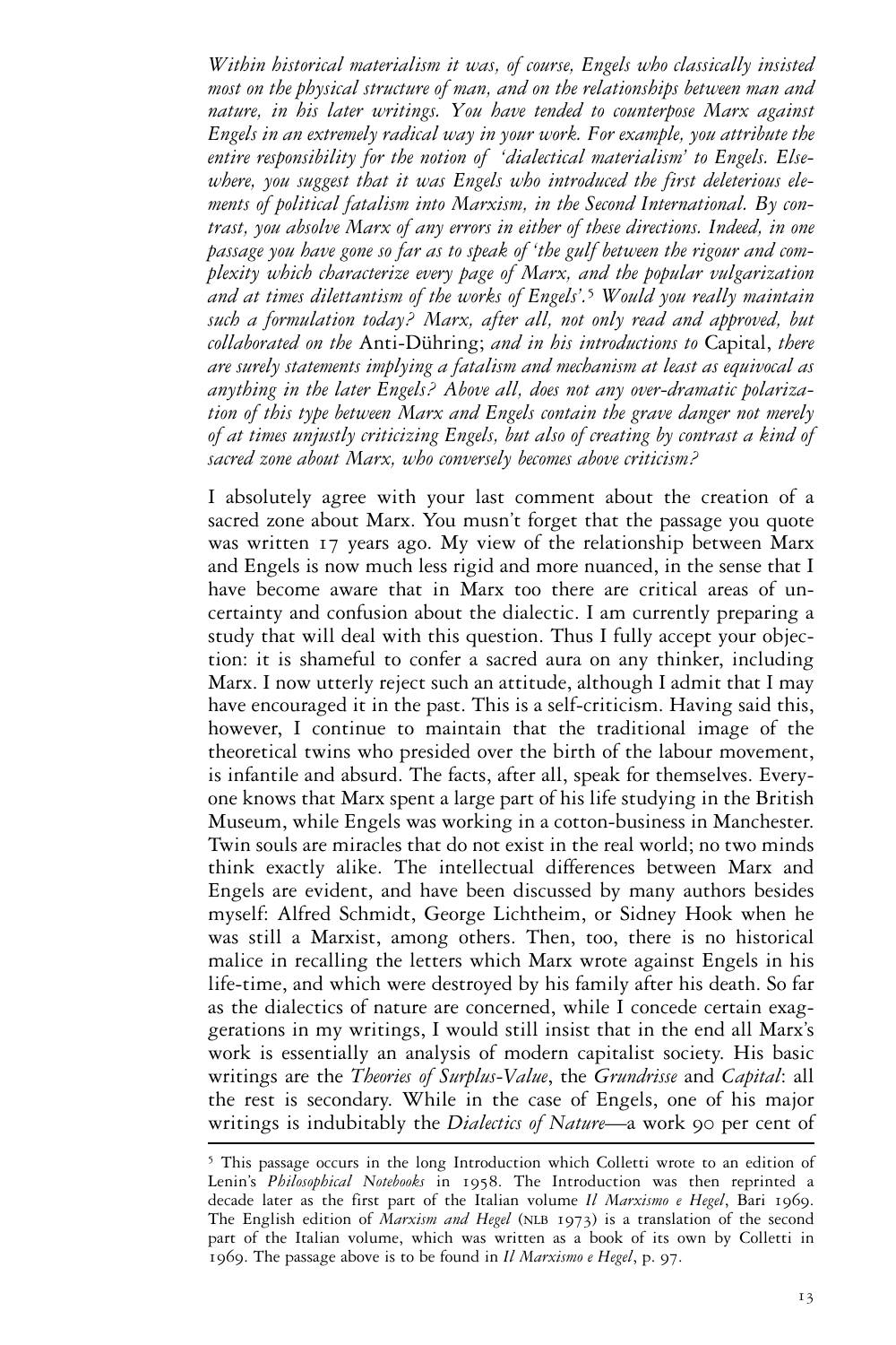*Within historical materialism it was, of course, Engels who classically insisted most on the physical structure of man, and on the relationships between man and nature, in his later writings. You have tended to counterpose Marx against Engels in an extremely radical way in your work. For example, you attribute the entire responsibility for the notion of 'dialectical materialism' to Engels. Elsewhere, you suggest that it was Engels who introduced the first deleterious elements of political fatalism into Marxism, in the Second International. By contrast, you absolve Marx of any errors in either of these directions. Indeed, in one passage you have gone so far as to speak of 'the gulf between the rigour and complexity which characterize every page of Marx, and the popular vulgarization and at times dilettantism of the works of Engels'.*[5] *Would you really maintain such a formulation today? Marx, after all, not only read and approved, but collaborated on the* Anti-Dühring; *and in his introductions to* Capital, *there are surely statements implying a fatalism and mechanism at least as equivocal as anything in the later Engels? Above all, does not any over-dramatic polarization of this type between Marx and Engels contain the grave danger not merely of at times unjustly criticizing Engels, but also of creating by contrast a kind of sacred zone about Marx, who conversely becomes above criticism?*

I absolutely agree with your last comment about the creation of a sacred zone about Marx. You musn't forget that the passage you quote was written 17 years ago. My view of the relationship between Marx and Engels is now much less rigid and more nuanced, in the sense that I have become aware that in Marx too there are critical areas of uncertainty and confusion about the dialectic. I am currently preparing a study that will deal with this question. Thus I fully accept your objection: it is shameful to confer a sacred aura on any thinker, including Marx. I now utterly reject such an attitude, although I admit that I may have encouraged it in the past. This is a self-criticism. Having said this, however, I continue to maintain that the traditional image of the theoretical twins who presided over the birth of the labour movement, is infantile and absurd. The facts, after all, speak for themselves. Everyone knows that Marx spent a large part of his life studying in the British Museum, while Engels was working in a cotton-business in Manchester. Twin souls are miracles that do not exist in the real world; no two minds think exactly alike. The intellectual differences between Marx and Engels are evident, and have been discussed by many authors besides myself: Alfred Schmidt, George Lichtheim, or Sidney Hook when he was still a Marxist, among others. Then, too, there is no historical malice in recalling the letters which Marx wrote against Engels in his life-time, and which were destroyed by his family after his death. So far as the dialectics of nature are concerned, while I concede certain exaggerations in my writings, I would still insist that in the end all Marx's work is essentially an analysis of modern capitalist society. His basic writings are the *Theories of Surplus-Value*, the *Grundrisse* and *Capital*: all the rest is secondary. While in the case of Engels, one of his major writings is indubitably the *Dialectics of Nature*—a work 90 per cent of

[5] This passage occurs in the long Introduction which Colletti wrote to an edition of Lenin's *Philosophical Notebooks* in 1958. The Introduction was then reprinted a decade later as the first part of the Italian volume *Il Marxismo e Hegel*, Bari 1969. The English edition of *Marxism and Hegel* (NLB 1973) is a translation of the second part of the Italian volume, which was written as a book of its own by Colletti in 1969. The passage above is to be found in *Il Marxismo e Hegel*, p. 97.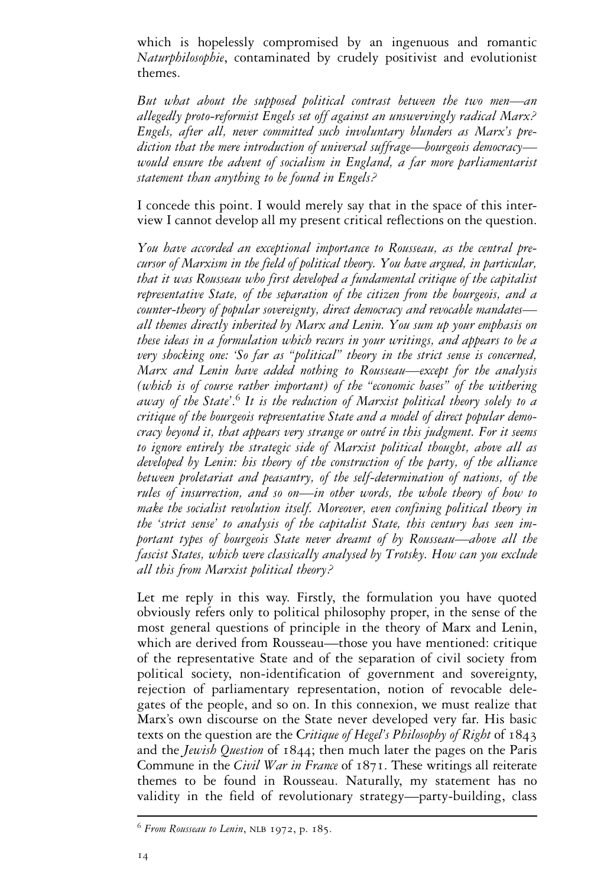which is hopelessly compromised by an ingenuous and romantic *Naturphilosophie*, contaminated by crudely positivist and evolutionist themes.

*But what about the supposed political contrast between the two men—an allegedly proto-reformist Engels set off against an unswervingly radical Marx? Engels, after all, never committed such involuntary blunders as Marx's prediction that the mere introduction of universal suffrage—bourgeois democracy—would ensure the advent of socialism in England, a far more parliamentarist statement than anything to be found in Engels?*

I concede this point. I would merely say that in the space of this interview I cannot develop all my present critical reflections on the question.

*You have accorded an exceptional importance to Rousseau, as the central precursor of Marxism in the field of political theory. You have argued, in particular, that it was Rousseau who first developed a fundamental critique of the capitalist representative State, of the separation of the citizen from the bourgeois, and a counter-theory of popular sovereignty, direct democracy and revocable mandates—all themes directly inherited by Marx and Lenin. You sum up your emphasis on these ideas in a formulation which recurs in your writings, and appears to be a very shocking one: 'So far as "political" theory in the strict sense is concerned, Marx and Lenin have added nothing to Rousseau—except for the analysis (which is of course rather important) of the "economic bases" of the withering away of the State'.*[6] *It is the reduction of Marxist political theory solely to a critique of the bourgeois representative State and a model of direct popular democracy beyond it, that appears very strange or outré in this judgment. For it seems to ignore entirely the strategic side of Marxist political thought, above all as developed by Lenin: his theory of the construction of the party, of the alliance between proletariat and peasantry, of the self-determination of nations, of the rules of insurrection, and so on—in other words, the whole theory of how to make the socialist revolution itself. Moreover, even confining political theory in the 'strict sense' to analysis of the capitalist State, this century has seen important types of bourgeois State never dreamt of by Rousseau—above all the fascist States, which were classically analysed by Trotsky. How can you exclude all this from Marxist political theory?*

Let me reply in this way. Firstly, the formulation you have quoted obviously refers only to political philosophy proper, in the sense of the most general questions of principle in the theory of Marx and Lenin, which are derived from Rousseau—those you have mentioned: critique of the representative State and of the separation of civil society from political society, non-identification of government and sovereignty, rejection of parliamentary representation, notion of revocable delegates of the people, and so on. In this connexion, we must realize that Marx's own discourse on the State never developed very far. His basic texts on the question are the *Critique of Hegel's Philosophy of Right* of 1843 and the *Jewish Question* of 1844; then much later the pages on the Paris Commune in the *Civil War in France* of 1871. These writings all reiterate themes to be found in Rousseau. Naturally, my statement has no validity in the field of revolutionary strategy—party-building, class

[6] *From Rousseau to Lenin*, NLB 1972, p. 185.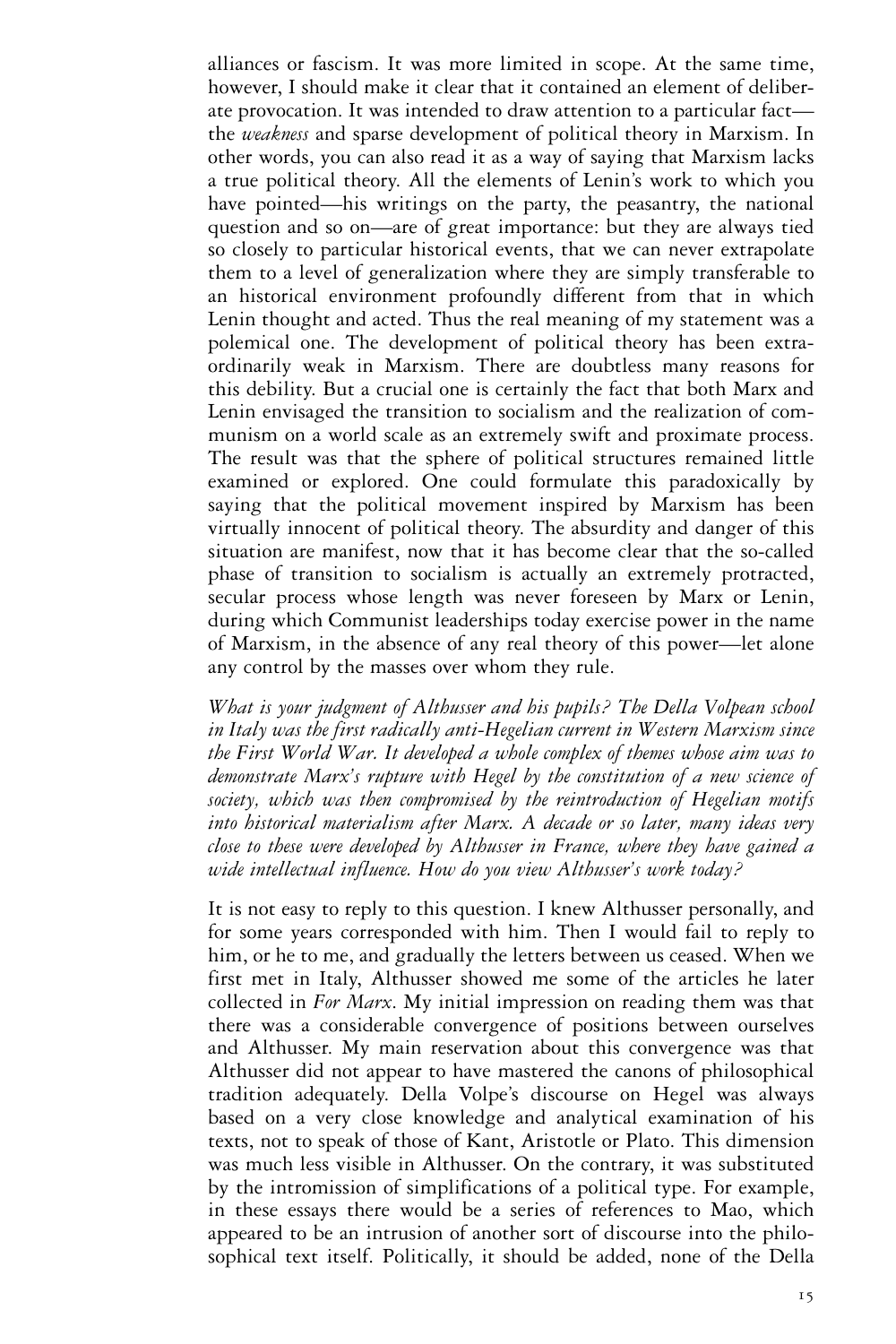alliances or fascism. It was more limited in scope. At the same time, however, I should make it clear that it contained an element of deliberate provocation. It was intended to draw attention to a particular fact—the *weakness* and sparse development of political theory in Marxism. In other words, you can also read it as a way of saying that Marxism lacks a true political theory. All the elements of Lenin's work to which you have pointed—his writings on the party, the peasantry, the national question and so on—are of great importance: but they are always tied so closely to particular historical events, that we can never extrapolate them to a level of generalization where they are simply transferable to an historical environment profoundly different from that in which Lenin thought and acted. Thus the real meaning of my statement was a polemical one. The development of political theory has been extraordinarily weak in Marxism. There are doubtless many reasons for this debility. But a crucial one is certainly the fact that both Marx and Lenin envisaged the transition to socialism and the realization of communism on a world scale as an extremely swift and proximate process. The result was that the sphere of political structures remained little examined or explored. One could formulate this paradoxically by saying that the political movement inspired by Marxism has been virtually innocent of political theory. The absurdity and danger of this situation are manifest, now that it has become clear that the so-called phase of transition to socialism is actually an extremely protracted, secular process whose length was never foreseen by Marx or Lenin, during which Communist leaderships today exercise power in the name of Marxism, in the absence of any real theory of this power—let alone any control by the masses over whom they rule.

*What is your judgment of Althusser and his pupils? The Della Volpean school in Italy was the first radically anti-Hegelian current in Western Marxism since the First World War. It developed a whole complex of themes whose aim was to demonstrate Marx's rupture with Hegel by the constitution of a new science of society, which was then compromised by the reintroduction of Hegelian motifs into historical materialism after Marx. A decade or so later, many ideas very close to these were developed by Althusser in France, where they have gained a wide intellectual influence. How do you view Althusser's work today?*

It is not easy to reply to this question. I knew Althusser personally, and for some years corresponded with him. Then I would fail to reply to him, or he to me, and gradually the letters between us ceased. When we first met in Italy, Althusser showed me some of the articles he later collected in *For Marx*. My initial impression on reading them was that there was a considerable convergence of positions between ourselves and Althusser. My main reservation about this convergence was that Althusser did not appear to have mastered the canons of philosophical tradition adequately. Della Volpe's discourse on Hegel was always based on a very close knowledge and analytical examination of his texts, not to speak of those of Kant, Aristotle or Plato. This dimension was much less visible in Althusser. On the contrary, it was substituted by the intromission of simplifications of a political type. For example, in these essays there would be a series of references to Mao, which appeared to be an intrusion of another sort of discourse into the philosophical text itself. Politically, it should be added, none of the Della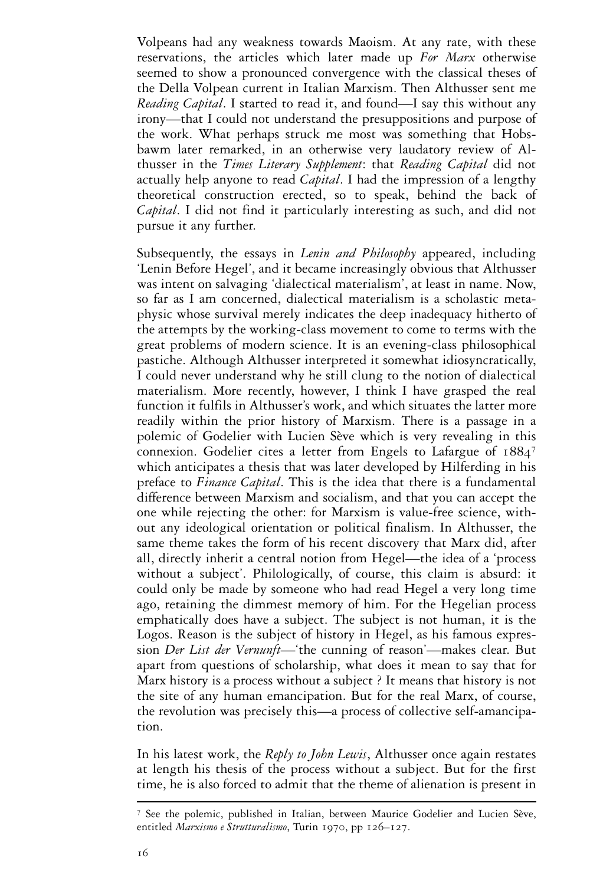Volpeans had any weakness towards Maoism. At any rate, with these reservations, the articles which later made up *For Marx* otherwise seemed to show a pronounced convergence with the classical theses of the Della Volpean current in Italian Marxism. Then Althusser sent me *Reading Capital*. I started to read it, and found—I say this without any irony—that I could not understand the presuppositions and purpose of the work. What perhaps struck me most was something that Hobsbawm later remarked, in an otherwise very laudatory review of Althusser in the *Times Literary Supplement*: that *Reading Capital* did not actually help anyone to read *Capital*. I had the impression of a lengthy theoretical construction erected, so to speak, behind the back of *Capital*. I did not find it particularly interesting as such, and did not pursue it any further.

Subsequently, the essays in *Lenin and Philosophy* appeared, including 'Lenin Before Hegel', and it became increasingly obvious that Althusser was intent on salvaging 'dialectical materialism', at least in name. Now, so far as I am concerned, dialectical materialism is a scholastic metaphysic whose survival merely indicates the deep inadequacy hitherto of the attempts by the working-class movement to come to terms with the great problems of modern science. It is an evening-class philosophical pastiche. Although Althusser interpreted it somewhat idiosyncratically, I could never understand why he still clung to the notion of dialectical materialism. More recently, however, I think I have grasped the real function it fulfils in Althusser's work, and which situates the latter more readily within the prior history of Marxism. There is a passage in a polemic of Godelier with Lucien Sève which is very revealing in this connexion. Godelier cites a letter from Engels to Lafargue of 1884[7] which anticipates a thesis that was later developed by Hilferding in his preface to *Finance Capital*. This is the idea that there is a fundamental difference between Marxism and socialism, and that you can accept the one while rejecting the other: for Marxism is value-free science, without any ideological orientation or political finalism. In Althusser, the same theme takes the form of his recent discovery that Marx did, after all, directly inherit a central notion from Hegel—the idea of a 'process without a subject'. Philologically, of course, this claim is absurd: it could only be made by someone who had read Hegel a very long time ago, retaining the dimmest memory of him. For the Hegelian process emphatically does have a subject. The subject is not human, it is the Logos. Reason is the subject of history in Hegel, as his famous expression *Der List der Vernunft*—'the cunning of reason'—makes clear. But apart from questions of scholarship, what does it mean to say that for Marx history is a process without a subject ? It means that history is not the site of any human emancipation. But for the real Marx, of course, the revolution was precisely this—a process of collective self-amancipation.

In his latest work, the *Reply to John Lewis*, Althusser once again restates at length his thesis of the process without a subject. But for the first time, he is also forced to admit that the theme of alienation is present in

---

[7] See the polemic, published in Italian, between Maurice Godelier and Lucien Sève, entitled *Marxismo e Strutturalismo*, Turin 1970, pp 126–127.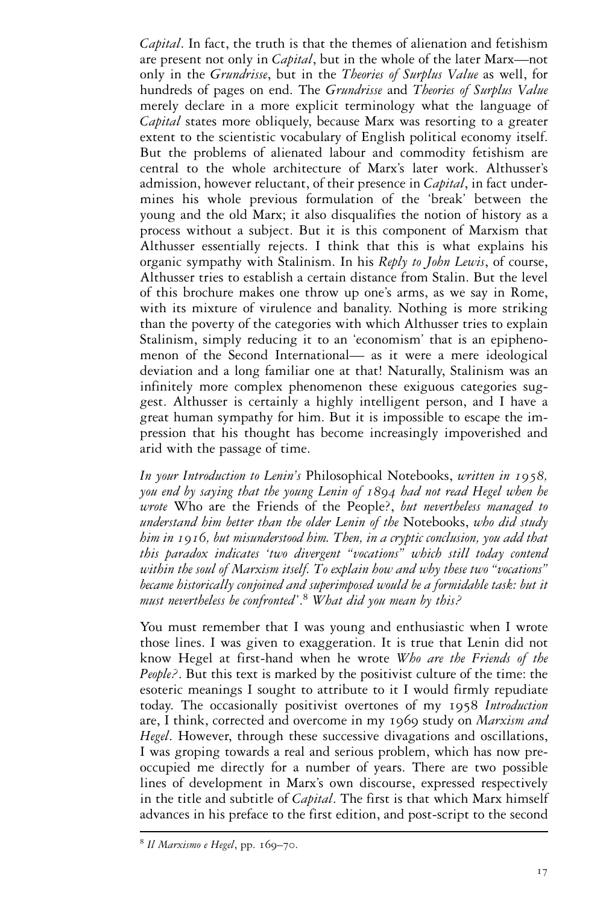*Capital*. In fact, the truth is that the themes of alienation and fetishism are present not only in *Capital*, but in the whole of the later Marx—not only in the *Grundrisse*, but in the *Theories of Surplus Value* as well, for hundreds of pages on end. The *Grundrisse* and *Theories of Surplus Value* merely declare in a more explicit terminology what the language of *Capital* states more obliquely, because Marx was resorting to a greater extent to the scientistic vocabulary of English political economy itself. But the problems of alienated labour and commodity fetishism are central to the whole architecture of Marx's later work. Althusser's admission, however reluctant, of their presence in *Capital*, in fact undermines his whole previous formulation of the 'break' between the young and the old Marx; it also disqualifies the notion of history as a process without a subject. But it is this component of Marxism that Althusser essentially rejects. I think that this is what explains his organic sympathy with Stalinism. In his *Reply to John Lewis*, of course, Althusser tries to establish a certain distance from Stalin. But the level of this brochure makes one throw up one's arms, as we say in Rome, with its mixture of virulence and banality. Nothing is more striking than the poverty of the categories with which Althusser tries to explain Stalinism, simply reducing it to an 'economism' that is an epiphenomenon of the Second International— as it were a mere ideological deviation and a long familiar one at that! Naturally, Stalinism was an infinitely more complex phenomenon these exiguous categories suggest. Althusser is certainly a highly intelligent person, and I have a great human sympathy for him. But it is impossible to escape the impression that his thought has become increasingly impoverished and arid with the passage of time.

*In your Introduction to Lenin's* Philosophical Notebooks, *written in 1958, you end by saying that the young Lenin of 1894 had not read Hegel when he wrote* Who are the Friends of the People?, *but nevertheless managed to understand him better than the older Lenin of the* Notebooks, *who did study him in 1916, but misunderstood him. Then, in a cryptic conclusion, you add that this paradox indicates 'two divergent "vocations" which still today contend within the soul of Marxism itself. To explain how and why these two "vocations" became historically conjoined and superimposed would be a formidable task: but it must nevertheless be confronted'.*[8] *What did you mean by this?*

You must remember that I was young and enthusiastic when I wrote those lines. I was given to exaggeration. It is true that Lenin did not know Hegel at first-hand when he wrote *Who are the Friends of the People?*. But this text is marked by the positivist culture of the time: the esoteric meanings I sought to attribute to it I would firmly repudiate today. The occasionally positivist overtones of my 1958 *Introduction* are, I think, corrected and overcome in my 1969 study on *Marxism and Hegel*. However, through these successive divagations and oscillations, I was groping towards a real and serious problem, which has now preoccupied me directly for a number of years. There are two possible lines of development in Marx's own discourse, expressed respectively in the title and subtitle of *Capital*. The first is that which Marx himself advances in his preface to the first edition, and post-script to the second

[8] *Il Marxismo e Hegel*, pp. 169–70.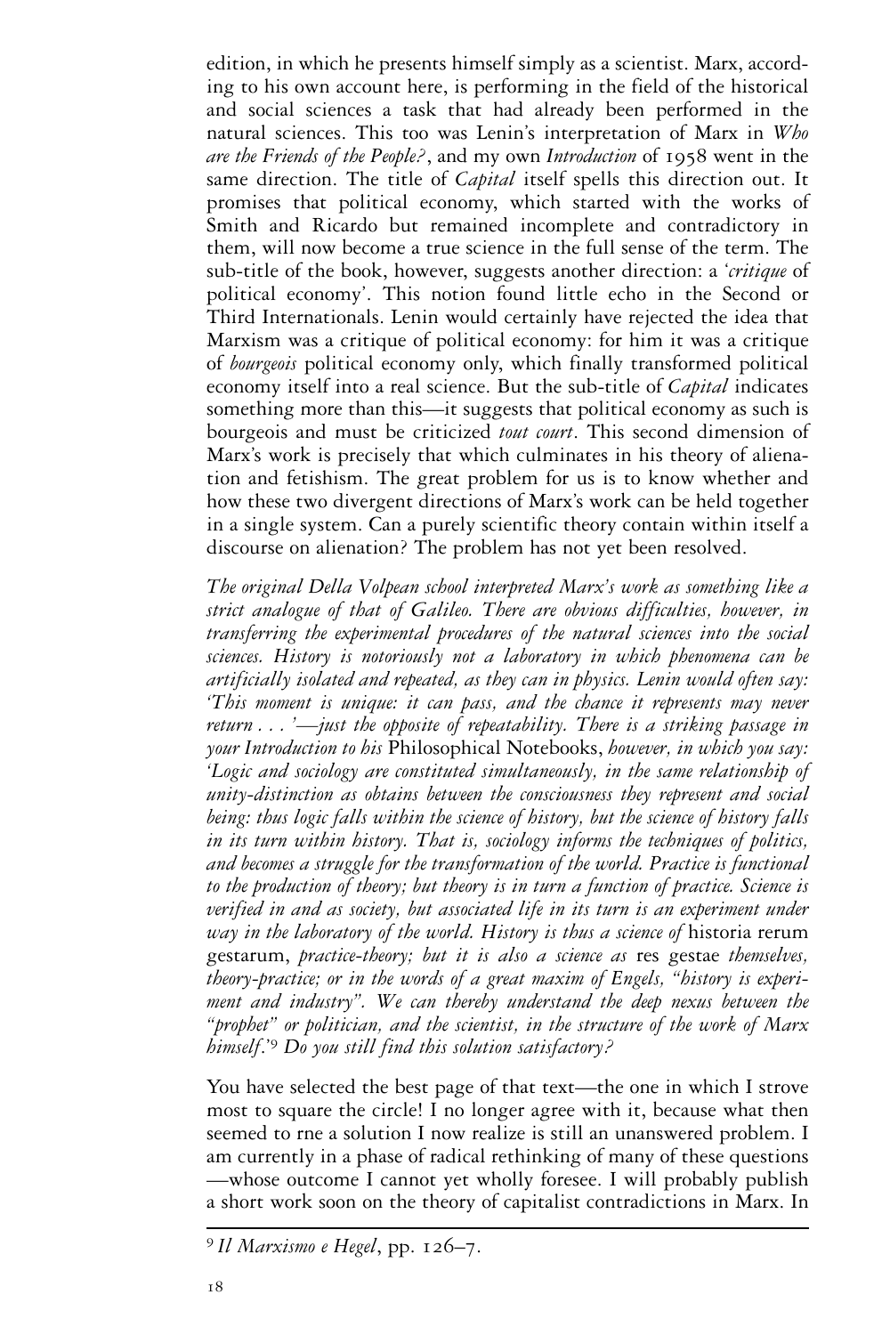edition, in which he presents himself simply as a scientist. Marx, according to his own account here, is performing in the field of the historical and social sciences a task that had already been performed in the natural sciences. This too was Lenin's interpretation of Marx in *Who are the Friends of the People?*, and my own *Introduction* of 1958 went in the same direction. The title of *Capital* itself spells this direction out. It promises that political economy, which started with the works of Smith and Ricardo but remained incomplete and contradictory in them, will now become a true science in the full sense of the term. The sub-title of the book, however, suggests another direction: a '*critique* of political economy'. This notion found little echo in the Second or Third Internationals. Lenin would certainly have rejected the idea that Marxism was a critique of political economy: for him it was a critique of *bourgeois* political economy only, which finally transformed political economy itself into a real science. But the sub-title of *Capital* indicates something more than this—it suggests that political economy as such is bourgeois and must be criticized *tout court*. This second dimension of Marx's work is precisely that which culminates in his theory of alienation and fetishism. The great problem for us is to know whether and how these two divergent directions of Marx's work can be held together in a single system. Can a purely scientific theory contain within itself a discourse on alienation? The problem has not yet been resolved.

*The original Della Volpean school interpreted Marx's work as something like a strict analogue of that of Galileo. There are obvious difficulties, however, in transferring the experimental procedures of the natural sciences into the social sciences. History is notoriously not a laboratory in which phenomena can be artificially isolated and repeated, as they can in physics. Lenin would often say: 'This moment is unique: it can pass, and the chance it represents may never return . . . '—just the opposite of repeatability. There is a striking passage in your Introduction to his* Philosophical Notebooks, *however, in which you say: 'Logic and sociology are constituted simultaneously, in the same relationship of unity-distinction as obtains between the consciousness they represent and social being: thus logic falls within the science of history, but the science of history falls in its turn within history. That is, sociology informs the techniques of politics, and becomes a struggle for the transformation of the world. Practice is functional to the production of theory; but theory is in turn a function of practice. Science is verified in and as society, but associated life in its turn is an experiment under way in the laboratory of the world. History is thus a science of* historia rerum gestarum, *practice-theory; but it is also a science as* res gestae *themselves, theory-practice; or in the words of a great maxim of Engels, "history is experiment and industry". We can thereby understand the deep nexus between the "prophet" or politician, and the scientist, in the structure of the work of Marx himself.'*[9] *Do you still find this solution satisfactory?*

You have selected the best page of that text—the one in which I strove most to square the circle! I no longer agree with it, because what then seemed to rne a solution I now realize is still an unanswered problem. I am currently in a phase of radical rethinking of many of these questions—whose outcome I cannot yet wholly foresee. I will probably publish a short work soon on the theory of capitalist contradictions in Marx. In

[9] *Il Marxismo e Hegel*, pp. 126–7.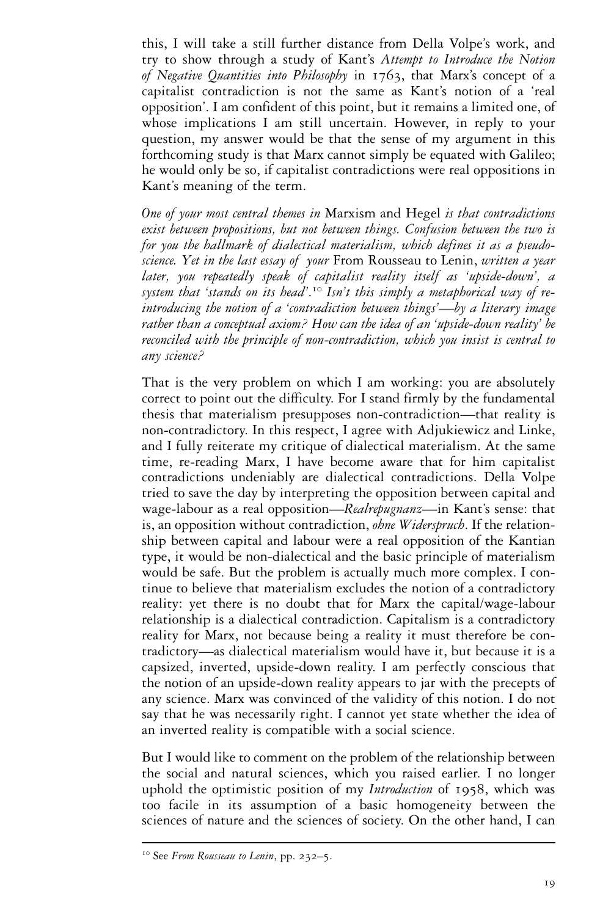this, I will take a still further distance from Della Volpe's work, and try to show through a study of Kant's *Attempt to Introduce the Notion of Negative Quantities into Philosophy* in 1763, that Marx's concept of a capitalist contradiction is not the same as Kant's notion of a 'real opposition'. I am confident of this point, but it remains a limited one, of whose implications I am still uncertain. However, in reply to your question, my answer would be that the sense of my argument in this forthcoming study is that Marx cannot simply be equated with Galileo; he would only be so, if capitalist contradictions were real oppositions in Kant's meaning of the term.

*One of your most central themes in* Marxism and Hegel *is that contradictions exist between propositions, but not between things. Confusion between the two is for you the hallmark of dialectical materialism, which defines it as a pseudo-science. Yet in the last essay of your* From Rousseau to Lenin, *written a year later, you repeatedly speak of capitalist reality itself as 'upside-down', a system that 'stands on its head'.*[10] *Isn't this simply a metaphorical way of re-introducing the notion of a 'contradiction between things'—by a literary image rather than a conceptual axiom? How can the idea of an 'upside-down reality' be reconciled with the principle of non-contradiction, which you insist is central to any science?*

That is the very problem on which I am working: you are absolutely correct to point out the difficulty. For I stand firmly by the fundamental thesis that materialism presupposes non-contradiction—that reality is non-contradictory. In this respect, I agree with Adjukiewicz and Linke, and I fully reiterate my critique of dialectical materialism. At the same time, re-reading Marx, I have become aware that for him capitalist contradictions undeniably are dialectical contradictions. Della Volpe tried to save the day by interpreting the opposition between capital and wage-labour as a real opposition—*Realrepugnanz*—in Kant's sense: that is, an opposition without contradiction, *ohne Widerspruch*. If the relationship between capital and labour were a real opposition of the Kantian type, it would be non-dialectical and the basic principle of materialism would be safe. But the problem is actually much more complex. I continue to believe that materialism excludes the notion of a contradictory reality: yet there is no doubt that for Marx the capital/wage-labour relationship is a dialectical contradiction. Capitalism is a contradictory reality for Marx, not because being a reality it must therefore be contradictory—as dialectical materialism would have it, but because it is a capsized, inverted, upside-down reality. I am perfectly conscious that the notion of an upside-down reality appears to jar with the precepts of any science. Marx was convinced of the validity of this notion. I do not say that he was necessarily right. I cannot yet state whether the idea of an inverted reality is compatible with a social science.

But I would like to comment on the problem of the relationship between the social and natural sciences, which you raised earlier. I no longer uphold the optimistic position of my *Introduction* of 1958, which was too facile in its assumption of a basic homogeneity between the sciences of nature and the sciences of society. On the other hand, I can

[10] See *From Rousseau to Lenin*, pp. 232–5.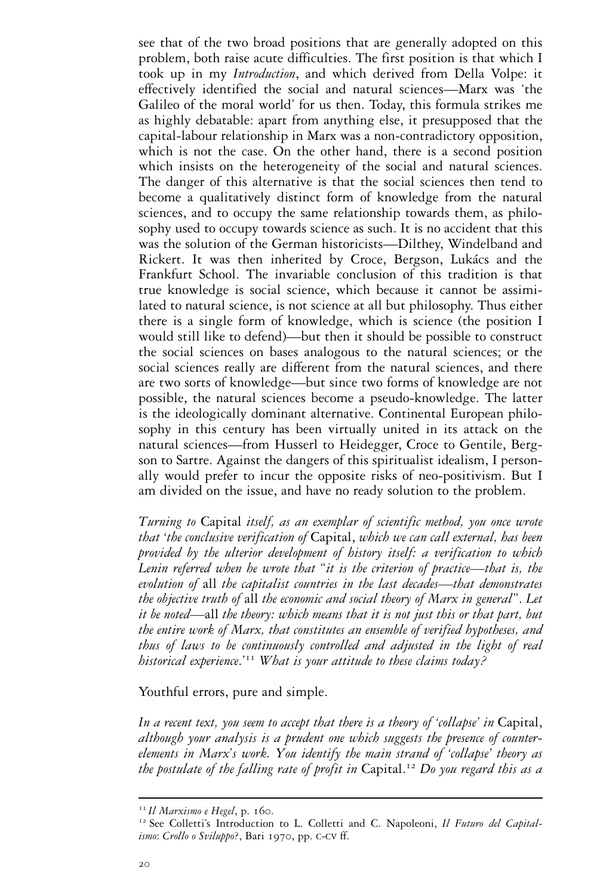see that of the two broad positions that are generally adopted on this problem, both raise acute difficulties. The first position is that which I took up in my *Introduction*, and which derived from Della Volpe: it effectively identified the social and natural sciences—Marx was 'the Galileo of the moral world' for us then. Today, this formula strikes me as highly debatable: apart from anything else, it presupposed that the capital-labour relationship in Marx was a non-contradictory opposition, which is not the case. On the other hand, there is a second position which insists on the heterogeneity of the social and natural sciences. The danger of this alternative is that the social sciences then tend to become a qualitatively distinct form of knowledge from the natural sciences, and to occupy the same relationship towards them, as philosophy used to occupy towards science as such. It is no accident that this was the solution of the German historicists—Dilthey, Windelband and Rickert. It was then inherited by Croce, Bergson, Lukács and the Frankfurt School. The invariable conclusion of this tradition is that true knowledge is social science, which because it cannot be assimilated to natural science, is not science at all but philosophy. Thus either there is a single form of knowledge, which is science (the position I would still like to defend)—but then it should be possible to construct the social sciences on bases analogous to the natural sciences; or the social sciences really are different from the natural sciences, and there are two sorts of knowledge—but since two forms of knowledge are not possible, the natural sciences become a pseudo-knowledge. The latter is the ideologically dominant alternative. Continental European philosophy in this century has been virtually united in its attack on the natural sciences—from Husserl to Heidegger, Croce to Gentile, Bergson to Sartre. Against the dangers of this spiritualist idealism, I personally would prefer to incur the opposite risks of neo-positivism. But I am divided on the issue, and have no ready solution to the problem.

*Turning to* Capital *itself, as an exemplar of scientific method, you once wrote that 'the conclusive verification of* Capital, *which we can call external, has been provided by the ulterior development of history itself: a verification to which Lenin referred when he wrote that "it is the criterion of practice—that is, the evolution of* all *the capitalist countries in the last decades—that demonstrates the objective truth of* all *the economic and social theory of Marx in general". Let it be noted—*all *the theory: which means that it is not just this or that part, but the entire work of Marx, that constitutes an ensemble of verified hypotheses, and thus of laws to be continuously controlled and adjusted in the light of real historical experience.'*[11] *What is your attitude to these claims today?*

Youthful errors, pure and simple.

*In a recent text, you seem to accept that there is a theory of 'collapse' in* Capital, *although your analysis is a prudent one which suggests the presence of counter-elements in Marx's work. You identify the main strand of 'collapse' theory as the postulate of the falling rate of profit in* Capital.[12] *Do you regard this as a*

---

[11] *Il Marxismo e Hegel*, p. 160.

[12] See Colletti's Introduction to L. Colletti and C. Napoleoni, *Il Futuro del Capitalismo: Crollo o Sviluppo?*, Bari 1970, pp. C-CV ff.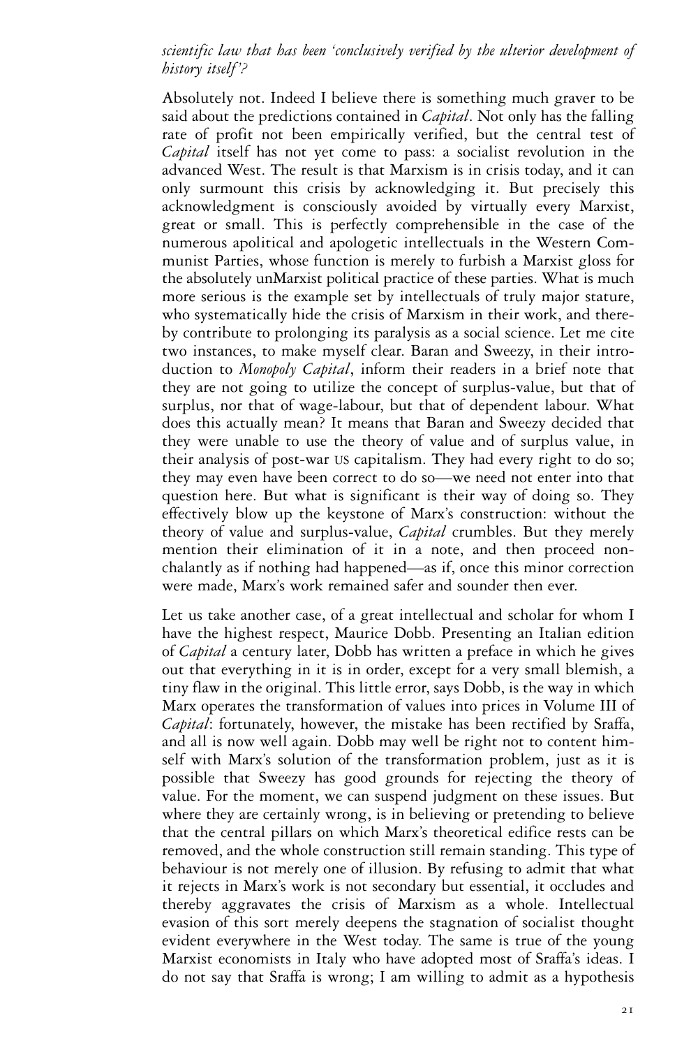*scientific law that has been 'conclusively verified by the ulterior development of history itself'?*

Absolutely not. Indeed I believe there is something much graver to be said about the predictions contained in *Capital*. Not only has the falling rate of profit not been empirically verified, but the central test of *Capital* itself has not yet come to pass: a socialist revolution in the advanced West. The result is that Marxism is in crisis today, and it can only surmount this crisis by acknowledging it. But precisely this acknowledgment is consciously avoided by virtually every Marxist, great or small. This is perfectly comprehensible in the case of the numerous apolitical and apologetic intellectuals in the Western Communist Parties, whose function is merely to furbish a Marxist gloss for the absolutely unMarxist political practice of these parties. What is much more serious is the example set by intellectuals of truly major stature, who systematically hide the crisis of Marxism in their work, and thereby contribute to prolonging its paralysis as a social science. Let me cite two instances, to make myself clear. Baran and Sweezy, in their introduction to *Monopoly Capital*, inform their readers in a brief note that they are not going to utilize the concept of surplus-value, but that of surplus, nor that of wage-labour, but that of dependent labour. What does this actually mean? It means that Baran and Sweezy decided that they were unable to use the theory of value and of surplus value, in their analysis of post-war US capitalism. They had every right to do so; they may even have been correct to do so—we need not enter into that question here. But what is significant is their way of doing so. They effectively blow up the keystone of Marx's construction: without the theory of value and surplus-value, *Capital* crumbles. But they merely mention their elimination of it in a note, and then proceed nonchalantly as if nothing had happened—as if, once this minor correction were made, Marx's work remained safer and sounder then ever.

Let us take another case, of a great intellectual and scholar for whom I have the highest respect, Maurice Dobb. Presenting an Italian edition of *Capital* a century later, Dobb has written a preface in which he gives out that everything in it is in order, except for a very small blemish, a tiny flaw in the original. This little error, says Dobb, is the way in which Marx operates the transformation of values into prices in Volume III of *Capital*: fortunately, however, the mistake has been rectified by Sraffa, and all is now well again. Dobb may well be right not to content himself with Marx's solution of the transformation problem, just as it is possible that Sweezy has good grounds for rejecting the theory of value. For the moment, we can suspend judgment on these issues. But where they are certainly wrong, is in believing or pretending to believe that the central pillars on which Marx's theoretical edifice rests can be removed, and the whole construction still remain standing. This type of behaviour is not merely one of illusion. By refusing to admit that what it rejects in Marx's work is not secondary but essential, it occludes and thereby aggravates the crisis of Marxism as a whole. Intellectual evasion of this sort merely deepens the stagnation of socialist thought evident everywhere in the West today. The same is true of the young Marxist economists in Italy who have adopted most of Sraffa's ideas. I do not say that Sraffa is wrong; I am willing to admit as a hypothesis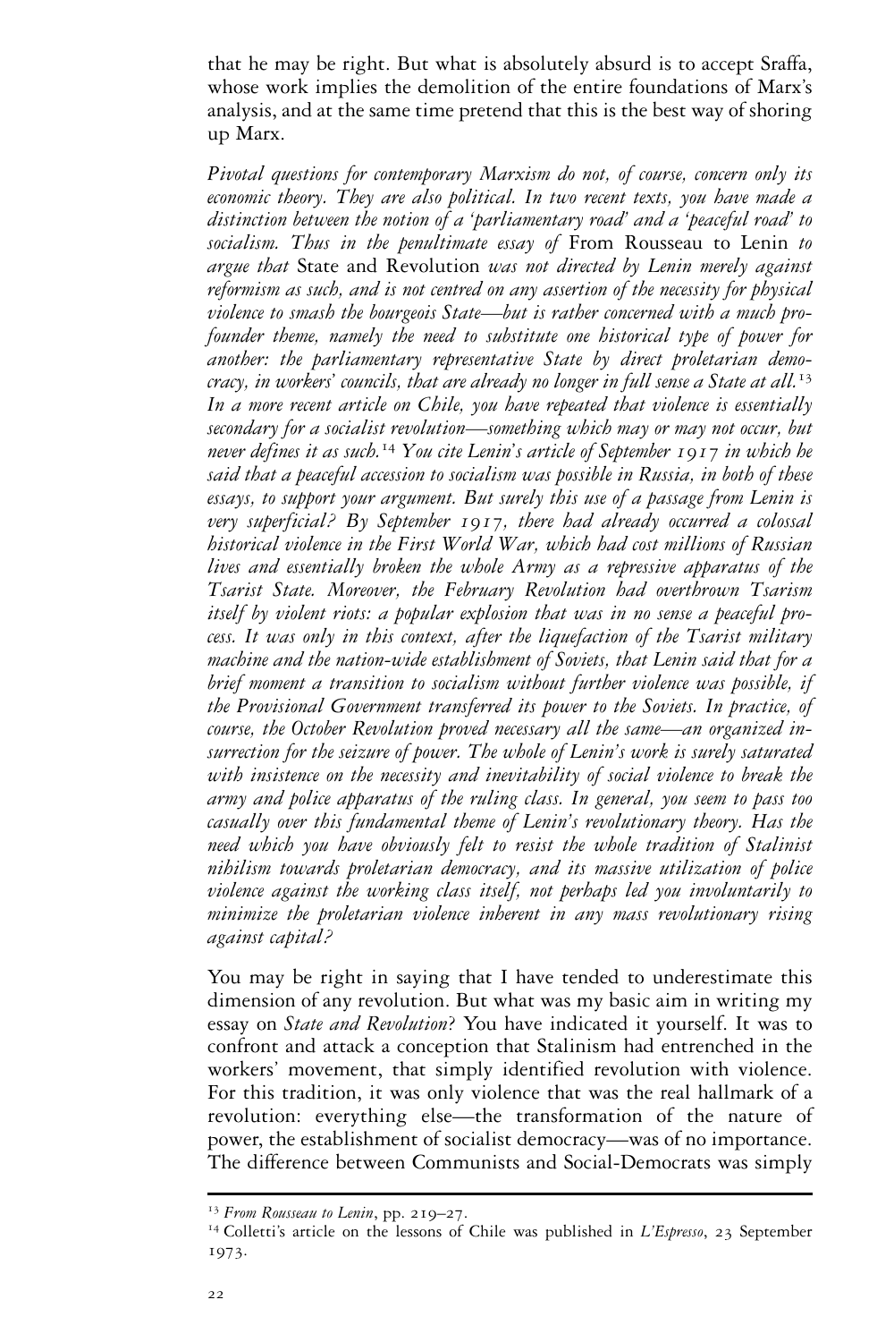that he may be right. But what is absolutely absurd is to accept Sraffa, whose work implies the demolition of the entire foundations of Marx's analysis, and at the same time pretend that this is the best way of shoring up Marx.

*Pivotal questions for contemporary Marxism do not, of course, concern only its economic theory. They are also political. In two recent texts, you have made a distinction between the notion of a 'parliamentary road' and a 'peaceful road' to socialism. Thus in the penultimate essay of* From Rousseau to Lenin *to argue that* State and Revolution *was not directed by Lenin merely against reformism as such, and is not centred on any assertion of the necessity for physical violence to smash the bourgeois State—but is rather concerned with a much profounder theme, namely the need to substitute one historical type of power for another: the parliamentary representative State by direct proletarian democracy, in workers' councils, that are already no longer in full sense a State at all.*[13] *In a more recent article on Chile, you have repeated that violence is essentially secondary for a socialist revolution—something which may or may not occur, but never defines it as such.*[14] *You cite Lenin's article of September 1917 in which he said that a peaceful accession to socialism was possible in Russia, in both of these essays, to support your argument. But surely this use of a passage from Lenin is very superficial? By September 1917, there had already occurred a colossal historical violence in the First World War, which had cost millions of Russian lives and essentially broken the whole Army as a repressive apparatus of the Tsarist State. Moreover, the February Revolution had overthrown Tsarism itself by violent riots: a popular explosion that was in no sense a peaceful process. It was only in this context, after the liquefaction of the Tsarist military machine and the nation-wide establishment of Soviets, that Lenin said that for a brief moment a transition to socialism without further violence was possible, if the Provisional Government transferred its power to the Soviets. In practice, of course, the October Revolution proved necessary all the same—an organized insurrection for the seizure of power. The whole of Lenin's work is surely saturated with insistence on the necessity and inevitability of social violence to break the army and police apparatus of the ruling class. In general, you seem to pass too casually over this fundamental theme of Lenin's revolutionary theory. Has the need which you have obviously felt to resist the whole tradition of Stalinist nihilism towards proletarian democracy, and its massive utilization of police violence against the working class itself, not perhaps led you involuntarily to minimize the proletarian violence inherent in any mass revolutionary rising against capital?*

You may be right in saying that I have tended to underestimate this dimension of any revolution. But what was my basic aim in writing my essay on *State and Revolution*? You have indicated it yourself. It was to confront and attack a conception that Stalinism had entrenched in the workers' movement, that simply identified revolution with violence. For this tradition, it was only violence that was the real hallmark of a revolution: everything else—the transformation of the nature of power, the establishment of socialist democracy—was of no importance. The difference between Communists and Social-Democrats was simply

[13] *From Rousseau to Lenin*, pp. 219–27.

[14] Colletti's article on the lessons of Chile was published in *L'Espresso*, 23 September 1973.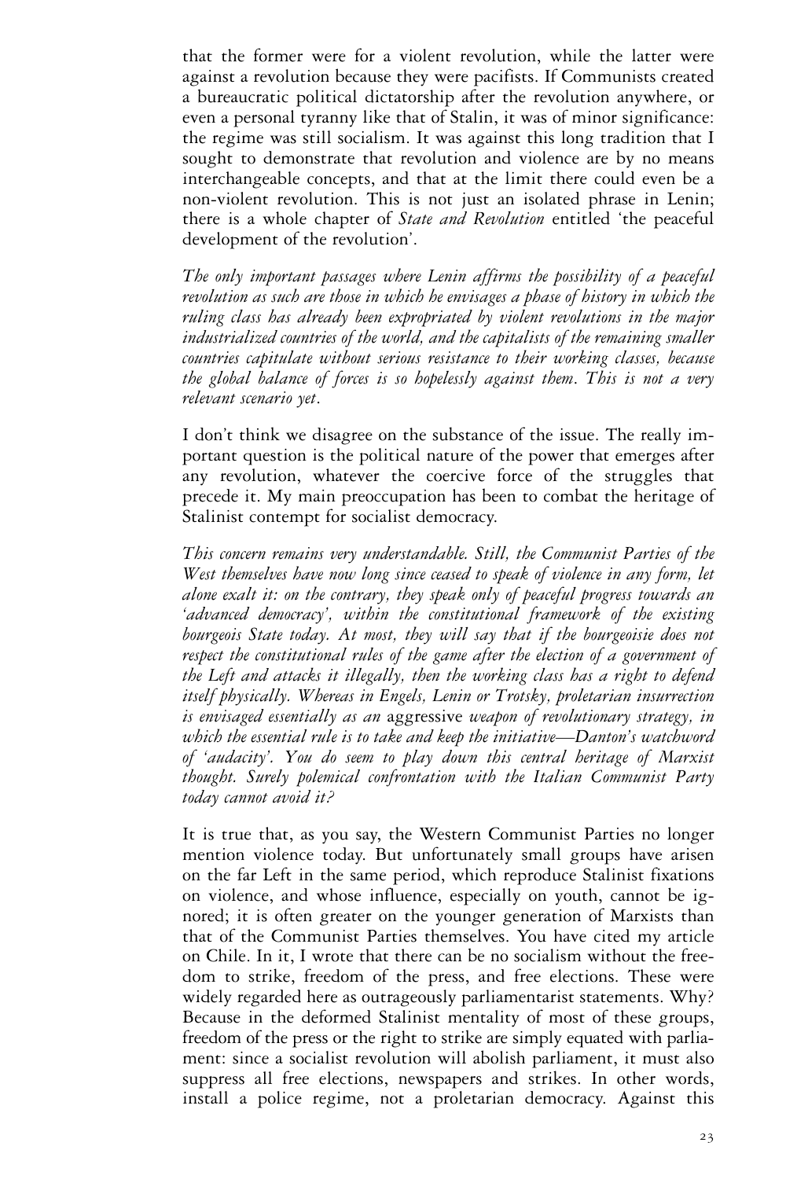that the former were for a violent revolution, while the latter were against a revolution because they were pacifists. If Communists created a bureaucratic political dictatorship after the revolution anywhere, or even a personal tyranny like that of Stalin, it was of minor significance: the regime was still socialism. It was against this long tradition that I sought to demonstrate that revolution and violence are by no means interchangeable concepts, and that at the limit there could even be a non-violent revolution. This is not just an isolated phrase in Lenin; there is a whole chapter of *State and Revolution* entitled 'the peaceful development of the revolution'.

*The only important passages where Lenin affirms the possibility of a peaceful revolution as such are those in which he envisages a phase of history in which the ruling class has already been expropriated by violent revolutions in the major industrialized countries of the world, and the capitalists of the remaining smaller countries capitulate without serious resistance to their working classes, because the global balance of forces is so hopelessly against them. This is not a very relevant scenario yet.*

I don't think we disagree on the substance of the issue. The really important question is the political nature of the power that emerges after any revolution, whatever the coercive force of the struggles that precede it. My main preoccupation has been to combat the heritage of Stalinist contempt for socialist democracy.

*This concern remains very understandable. Still, the Communist Parties of the West themselves have now long since ceased to speak of violence in any form, let alone exalt it: on the contrary, they speak only of peaceful progress towards an 'advanced democracy', within the constitutional framework of the existing bourgeois State today. At most, they will say that if the bourgeoisie does not respect the constitutional rules of the game after the election of a government of the Left and attacks it illegally, then the working class has a right to defend itself physically. Whereas in Engels, Lenin or Trotsky, proletarian insurrection is envisaged essentially as an* aggressive *weapon of revolutionary strategy, in which the essential rule is to take and keep the initiative—Danton's watchword of 'audacity'. You do seem to play down this central heritage of Marxist thought. Surely polemical confrontation with the Italian Communist Party today cannot avoid it?*

It is true that, as you say, the Western Communist Parties no longer mention violence today. But unfortunately small groups have arisen on the far Left in the same period, which reproduce Stalinist fixations on violence, and whose influence, especially on youth, cannot be ignored; it is often greater on the younger generation of Marxists than that of the Communist Parties themselves. You have cited my article on Chile. In it, I wrote that there can be no socialism without the freedom to strike, freedom of the press, and free elections. These were widely regarded here as outrageously parliamentarist statements. Why? Because in the deformed Stalinist mentality of most of these groups, freedom of the press or the right to strike are simply equated with parliament: since a socialist revolution will abolish parliament, it must also suppress all free elections, newspapers and strikes. In other words, install a police regime, not a proletarian democracy. Against this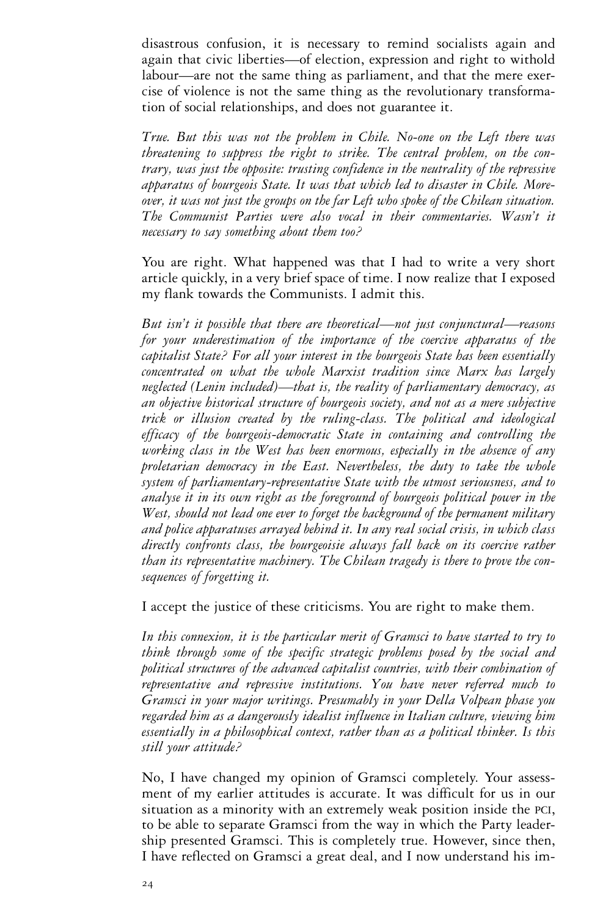disastrous confusion, it is necessary to remind socialists again and again that civic liberties—of election, expression and right to withold labour—are not the same thing as parliament, and that the mere exercise of violence is not the same thing as the revolutionary transformation of social relationships, and does not guarantee it.

*True. But this was not the problem in Chile. No-one on the Left there was threatening to suppress the right to strike. The central problem, on the contrary, was just the opposite: trusting confidence in the neutrality of the repressive apparatus of bourgeois State. It was that which led to disaster in Chile. Moreover, it was not just the groups on the far Left who spoke of the Chilean situation. The Communist Parties were also vocal in their commentaries. Wasn't it necessary to say something about them too?*

You are right. What happened was that I had to write a very short article quickly, in a very brief space of time. I now realize that I exposed my flank towards the Communists. I admit this.

*But isn't it possible that there are theoretical—not just conjunctural—reasons for your underestimation of the importance of the coercive apparatus of the capitalist State? For all your interest in the bourgeois State has been essentially concentrated on what the whole Marxist tradition since Marx has largely neglected (Lenin included)—that is, the reality of parliamentary democracy, as an objective historical structure of bourgeois society, and not as a mere subjective trick or illusion created by the ruling-class. The political and ideological efficacy of the bourgeois-democratic State in containing and controlling the working class in the West has been enormous, especially in the absence of any proletarian democracy in the East. Nevertheless, the duty to take the whole system of parliamentary-representative State with the utmost seriousness, and to analyse it in its own right as the foreground of bourgeois political power in the West, should not lead one ever to forget the background of the permanent military and police apparatuses arrayed behind it. In any real social crisis, in which class directly confronts class, the bourgeoisie always fall back on its coercive rather than its representative machinery. The Chilean tragedy is there to prove the consequences of forgetting it.*

I accept the justice of these criticisms. You are right to make them.

*In this connexion, it is the particular merit of Gramsci to have started to try to think through some of the specific strategic problems posed by the social and political structures of the advanced capitalist countries, with their combination of representative and repressive institutions. You have never referred much to Gramsci in your major writings. Presumably in your Della Volpean phase you regarded him as a dangerously idealist influence in Italian culture, viewing him essentially in a philosophical context, rather than as a political thinker. Is this still your attitude?*

No, I have changed my opinion of Gramsci completely. Your assessment of my earlier attitudes is accurate. It was difficult for us in our situation as a minority with an extremely weak position inside the PCI, to be able to separate Gramsci from the way in which the Party leadership presented Gramsci. This is completely true. However, since then, I have reflected on Gramsci a great deal, and I now understand his im-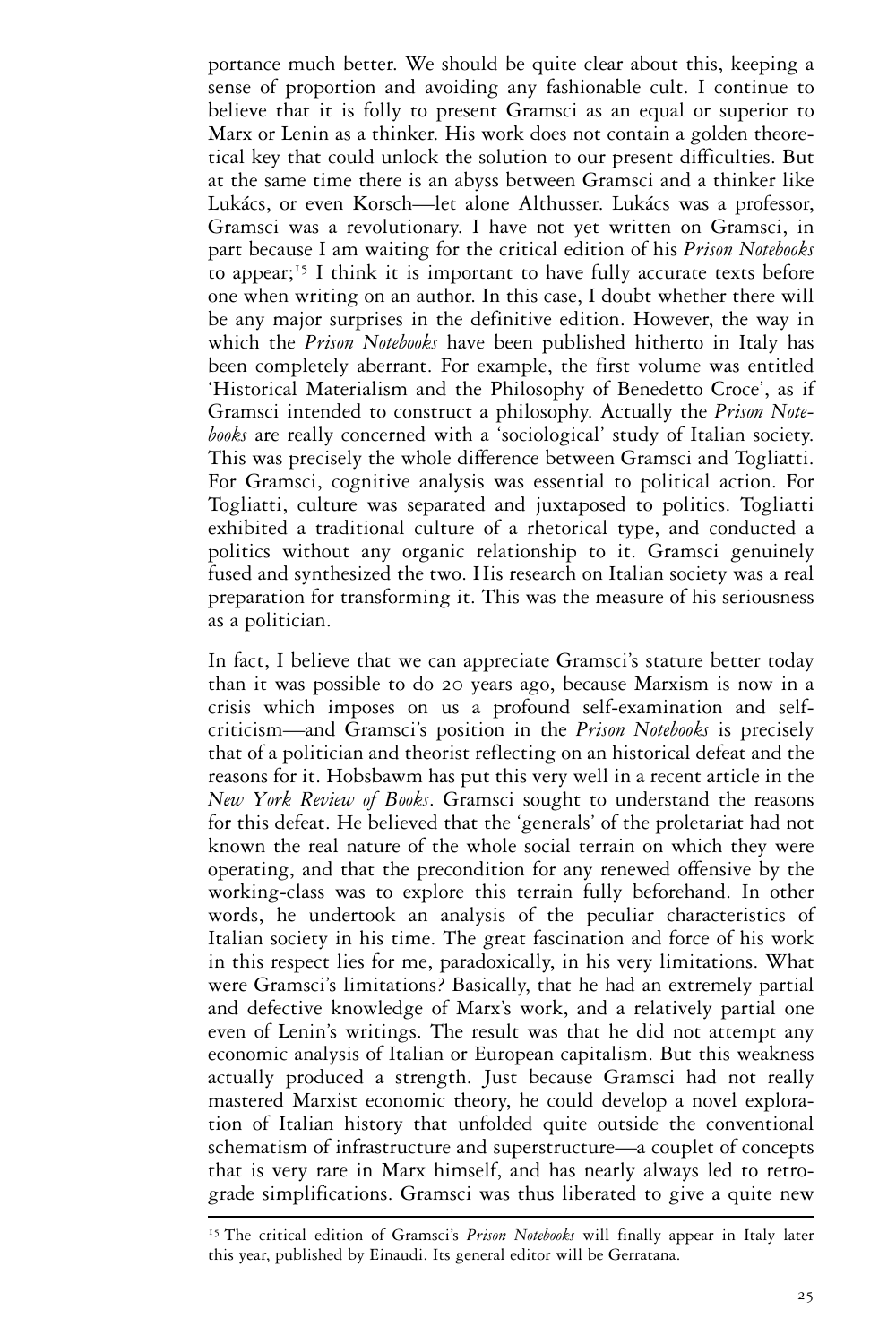portance much better. We should be quite clear about this, keeping a sense of proportion and avoiding any fashionable cult. I continue to believe that it is folly to present Gramsci as an equal or superior to Marx or Lenin as a thinker. His work does not contain a golden theoretical key that could unlock the solution to our present difficulties. But at the same time there is an abyss between Gramsci and a thinker like Lukács, or even Korsch—let alone Althusser. Lukács was a professor, Gramsci was a revolutionary. I have not yet written on Gramsci, in part because I am waiting for the critical edition of his *Prison Notebooks* to appear;[15] I think it is important to have fully accurate texts before one when writing on an author. In this case, I doubt whether there will be any major surprises in the definitive edition. However, the way in which the *Prison Notebooks* have been published hitherto in Italy has been completely aberrant. For example, the first volume was entitled 'Historical Materialism and the Philosophy of Benedetto Croce', as if Gramsci intended to construct a philosophy. Actually the *Prison Notebooks* are really concerned with a 'sociological' study of Italian society. This was precisely the whole difference between Gramsci and Togliatti. For Gramsci, cognitive analysis was essential to political action. For Togliatti, culture was separated and juxtaposed to politics. Togliatti exhibited a traditional culture of a rhetorical type, and conducted a politics without any organic relationship to it. Gramsci genuinely fused and synthesized the two. His research on Italian society was a real preparation for transforming it. This was the measure of his seriousness as a politician.

In fact, I believe that we can appreciate Gramsci's stature better today than it was possible to do 20 years ago, because Marxism is now in a crisis which imposes on us a profound self-examination and self-criticism—and Gramsci's position in the *Prison Notebooks* is precisely that of a politician and theorist reflecting on an historical defeat and the reasons for it. Hobsbawm has put this very well in a recent article in the *New York Review of Books*. Gramsci sought to understand the reasons for this defeat. He believed that the 'generals' of the proletariat had not known the real nature of the whole social terrain on which they were operating, and that the precondition for any renewed offensive by the working-class was to explore this terrain fully beforehand. In other words, he undertook an analysis of the peculiar characteristics of Italian society in his time. The great fascination and force of his work in this respect lies for me, paradoxically, in his very limitations. What were Gramsci's limitations? Basically, that he had an extremely partial and defective knowledge of Marx's work, and a relatively partial one even of Lenin's writings. The result was that he did not attempt any economic analysis of Italian or European capitalism. But this weakness actually produced a strength. Just because Gramsci had not really mastered Marxist economic theory, he could develop a novel exploration of Italian history that unfolded quite outside the conventional schematism of infrastructure and superstructure—a couplet of concepts that is very rare in Marx himself, and has nearly always led to retrograde simplifications. Gramsci was thus liberated to give a quite new

[15] The critical edition of Gramsci's *Prison Notebooks* will finally appear in Italy later this year, published by Einaudi. Its general editor will be Gerratana.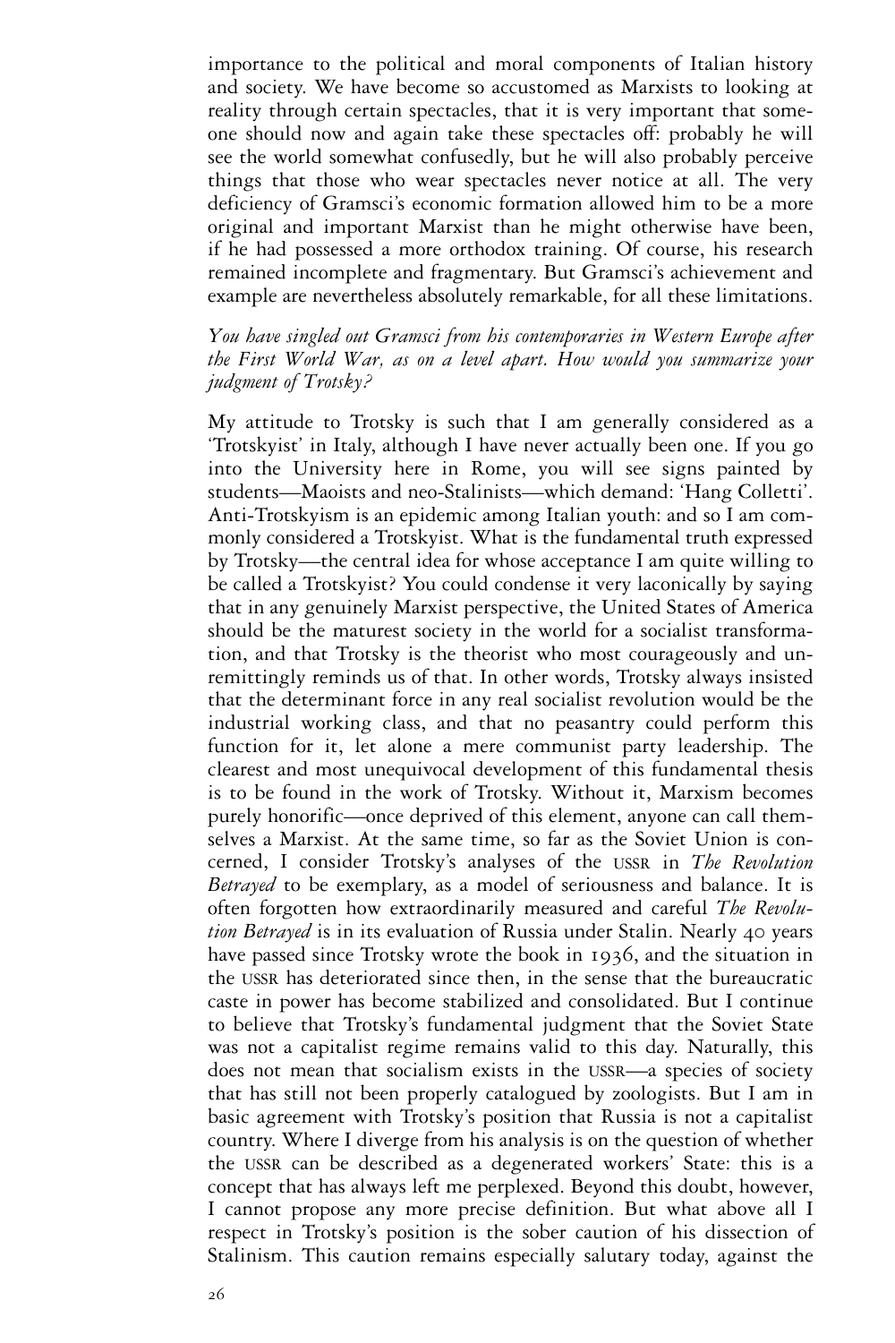importance to the political and moral components of Italian history and society. We have become so accustomed as Marxists to looking at reality through certain spectacles, that it is very important that someone should now and again take these spectacles off: probably he will see the world somewhat confusedly, but he will also probably perceive things that those who wear spectacles never notice at all. The very deficiency of Gramsci's economic formation allowed him to be a more original and important Marxist than he might otherwise have been, if he had possessed a more orthodox training. Of course, his research remained incomplete and fragmentary. But Gramsci's achievement and example are nevertheless absolutely remarkable, for all these limitations.

*You have singled out Gramsci from his contemporaries in Western Europe after the First World War, as on a level apart. How would you summarize your judgment of Trotsky?*

My attitude to Trotsky is such that I am generally considered as a 'Trotskyist' in Italy, although I have never actually been one. If you go into the University here in Rome, you will see signs painted by students—Maoists and neo-Stalinists—which demand: 'Hang Colletti'. Anti-Trotskyism is an epidemic among Italian youth: and so I am commonly considered a Trotskyist. What is the fundamental truth expressed by Trotsky—the central idea for whose acceptance I am quite willing to be called a Trotskyist? You could condense it very laconically by saying that in any genuinely Marxist perspective, the United States of America should be the maturest society in the world for a socialist transformation, and that Trotsky is the theorist who most courageously and unremittingly reminds us of that. In other words, Trotsky always insisted that the determinant force in any real socialist revolution would be the industrial working class, and that no peasantry could perform this function for it, let alone a mere communist party leadership. The clearest and most unequivocal development of this fundamental thesis is to be found in the work of Trotsky. Without it, Marxism becomes purely honorific—once deprived of this element, anyone can call themselves a Marxist. At the same time, so far as the Soviet Union is concerned, I consider Trotsky's analyses of the USSR in *The Revolution Betrayed* to be exemplary, as a model of seriousness and balance. It is often forgotten how extraordinarily measured and careful *The Revolution Betrayed* is in its evaluation of Russia under Stalin. Nearly 40 years have passed since Trotsky wrote the book in 1936, and the situation in the USSR has deteriorated since then, in the sense that the bureaucratic caste in power has become stabilized and consolidated. But I continue to believe that Trotsky's fundamental judgment that the Soviet State was not a capitalist regime remains valid to this day. Naturally, this does not mean that socialism exists in the USSR—a species of society that has still not been properly catalogued by zoologists. But I am in basic agreement with Trotsky's position that Russia is not a capitalist country. Where I diverge from his analysis is on the question of whether the USSR can be described as a degenerated workers' State: this is a concept that has always left me perplexed. Beyond this doubt, however, I cannot propose any more precise definition. But what above all I respect in Trotsky's position is the sober caution of his dissection of Stalinism. This caution remains especially salutary today, against the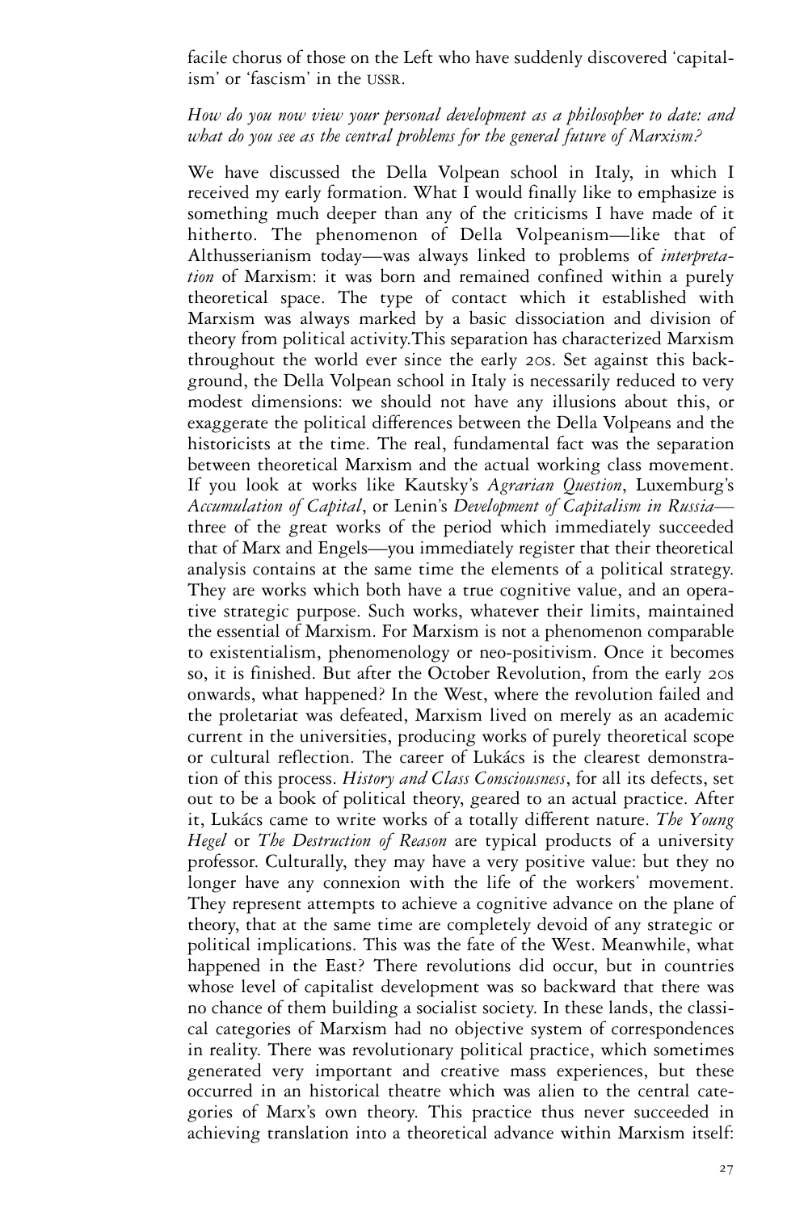facile chorus of those on the Left who have suddenly discovered 'capitalism' or 'fascism' in the USSR.

*How do you now view your personal development as a philosopher to date: and what do you see as the central problems for the general future of Marxism?*

We have discussed the Della Volpean school in Italy, in which I received my early formation. What I would finally like to emphasize is something much deeper than any of the criticisms I have made of it hitherto. The phenomenon of Della Volpeanism—like that of Althusserianism today—was always linked to problems of *interpretation* of Marxism: it was born and remained confined within a purely theoretical space. The type of contact which it established with Marxism was always marked by a basic dissociation and division of theory from political activity.This separation has characterized Marxism throughout the world ever since the early 20s. Set against this background, the Della Volpean school in Italy is necessarily reduced to very modest dimensions: we should not have any illusions about this, or exaggerate the political differences between the Della Volpeans and the historicists at the time. The real, fundamental fact was the separation between theoretical Marxism and the actual working class movement. If you look at works like Kautsky's *Agrarian Question*, Luxemburg's *Accumulation of Capital*, or Lenin's *Development of Capitalism in Russia*—three of the great works of the period which immediately succeeded that of Marx and Engels—you immediately register that their theoretical analysis contains at the same time the elements of a political strategy. They are works which both have a true cognitive value, and an operative strategic purpose. Such works, whatever their limits, maintained the essential of Marxism. For Marxism is not a phenomenon comparable to existentialism, phenomenology or neo-positivism. Once it becomes so, it is finished. But after the October Revolution, from the early 20s onwards, what happened? In the West, where the revolution failed and the proletariat was defeated, Marxism lived on merely as an academic current in the universities, producing works of purely theoretical scope or cultural reflection. The career of Lukács is the clearest demonstration of this process. *History and Class Consciousness*, for all its defects, set out to be a book of political theory, geared to an actual practice. After it, Lukács came to write works of a totally different nature. *The Young Hegel* or *The Destruction of Reason* are typical products of a university professor. Culturally, they may have a very positive value: but they no longer have any connexion with the life of the workers' movement. They represent attempts to achieve a cognitive advance on the plane of theory, that at the same time are completely devoid of any strategic or political implications. This was the fate of the West. Meanwhile, what happened in the East? There revolutions did occur, but in countries whose level of capitalist development was so backward that there was no chance of them building a socialist society. In these lands, the classical categories of Marxism had no objective system of correspondences in reality. There was revolutionary political practice, which sometimes generated very important and creative mass experiences, but these occurred in an historical theatre which was alien to the central categories of Marx's own theory. This practice thus never succeeded in achieving translation into a theoretical advance within Marxism itself: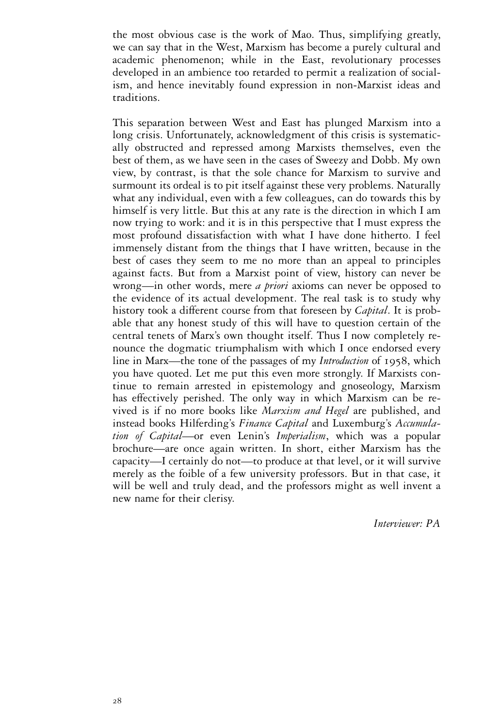the most obvious case is the work of Mao. Thus, simplifying greatly, we can say that in the West, Marxism has become a purely cultural and academic phenomenon; while in the East, revolutionary processes developed in an ambience too retarded to permit a realization of socialism, and hence inevitably found expression in non-Marxist ideas and traditions.

This separation between West and East has plunged Marxism into a long crisis. Unfortunately, acknowledgment of this crisis is systematically obstructed and repressed among Marxists themselves, even the best of them, as we have seen in the cases of Sweezy and Dobb. My own view, by contrast, is that the sole chance for Marxism to survive and surmount its ordeal is to pit itself against these very problems. Naturally what any individual, even with a few colleagues, can do towards this by himself is very little. But this at any rate is the direction in which I am now trying to work: and it is in this perspective that I must express the most profound dissatisfaction with what I have done hitherto. I feel immensely distant from the things that I have written, because in the best of cases they seem to me no more than an appeal to principles against facts. But from a Marxist point of view, history can never be wrong—in other words, mere *a priori* axioms can never be opposed to the evidence of its actual development. The real task is to study why history took a different course from that foreseen by *Capital*. It is probable that any honest study of this will have to question certain of the central tenets of Marx's own thought itself. Thus I now completely renounce the dogmatic triumphalism with which I once endorsed every line in Marx—the tone of the passages of my *Introduction* of 1958, which you have quoted. Let me put this even more strongly. If Marxists continue to remain arrested in epistemology and gnoseology, Marxism has effectively perished. The only way in which Marxism can be revived is if no more books like *Marxism and Hegel* are published, and instead books Hilferding's *Finance Capital* and Luxemburg's *Accumulation of Capital*—or even Lenin's *Imperialism*, which was a popular brochure—are once again written. In short, either Marxism has the capacity—I certainly do not—to produce at that level, or it will survive merely as the foible of a few university professors. But in that case, it will be well and truly dead, and the professors might as well invent a new name for their clerisy.

*Interviewer: PA*